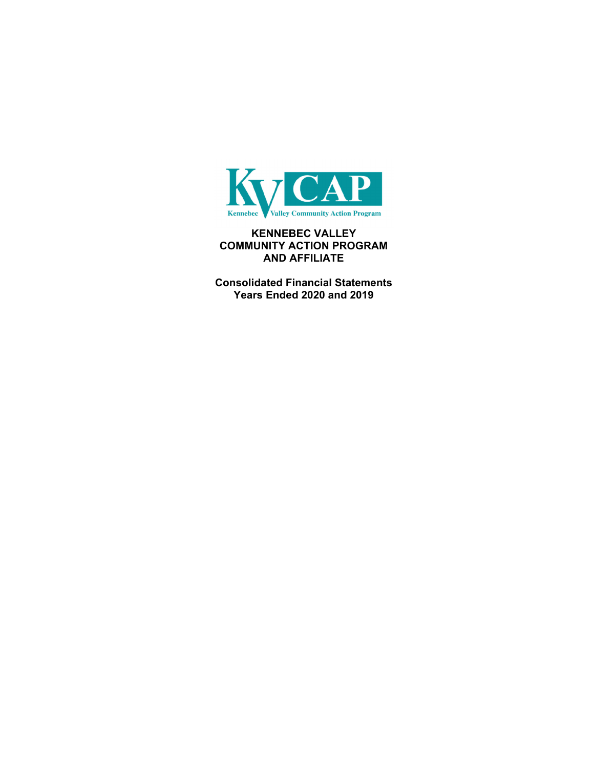KV CAP

Kennebec Valley Community Action Program

# KENNEBEC VALLEY COMMUNITY ACTION PROGRAM AND AFFILIATE

## Consolidated Financial Statements
## Years Ended 2020 and 2019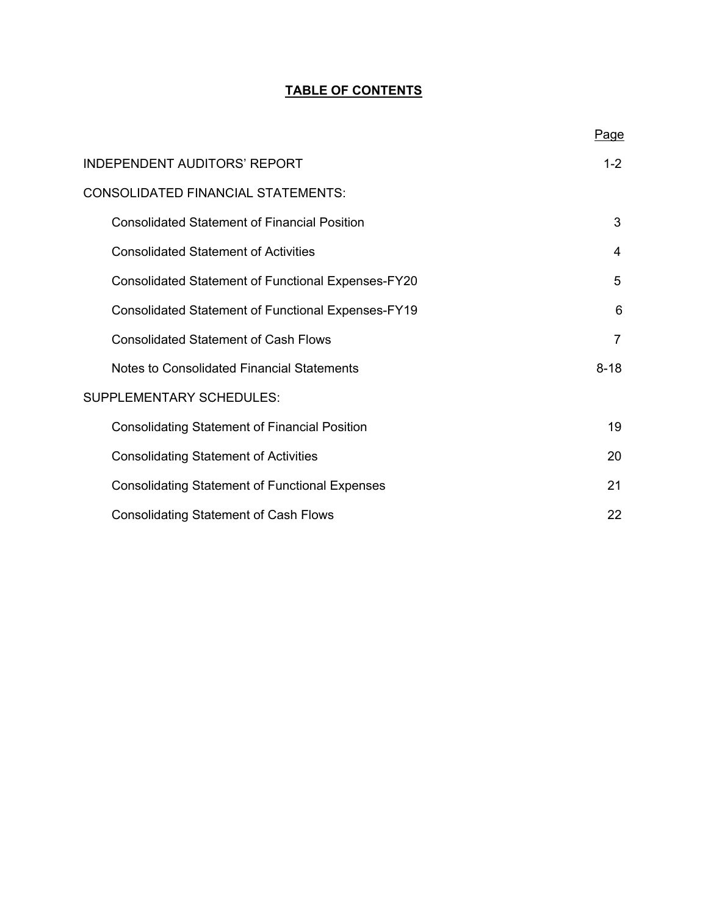# **TABLE OF CONTENTS**

| | Page |
|---|---|
| INDEPENDENT AUDITORS' REPORT | 1-2 |
| CONSOLIDATED FINANCIAL STATEMENTS: | |
| Consolidated Statement of Financial Position | 3 |
| Consolidated Statement of Activities | 4 |
| Consolidated Statement of Functional Expenses-FY20 | 5 |
| Consolidated Statement of Functional Expenses-FY19 | 6 |
| Consolidated Statement of Cash Flows | 7 |
| Notes to Consolidated Financial Statements | 8-18 |
| SUPPLEMENTARY SCHEDULES: | |
| Consolidating Statement of Financial Position | 19 |
| Consolidating Statement of Activities | 20 |
| Consolidating Statement of Functional Expenses | 21 |
| Consolidating Statement of Cash Flows | 22 |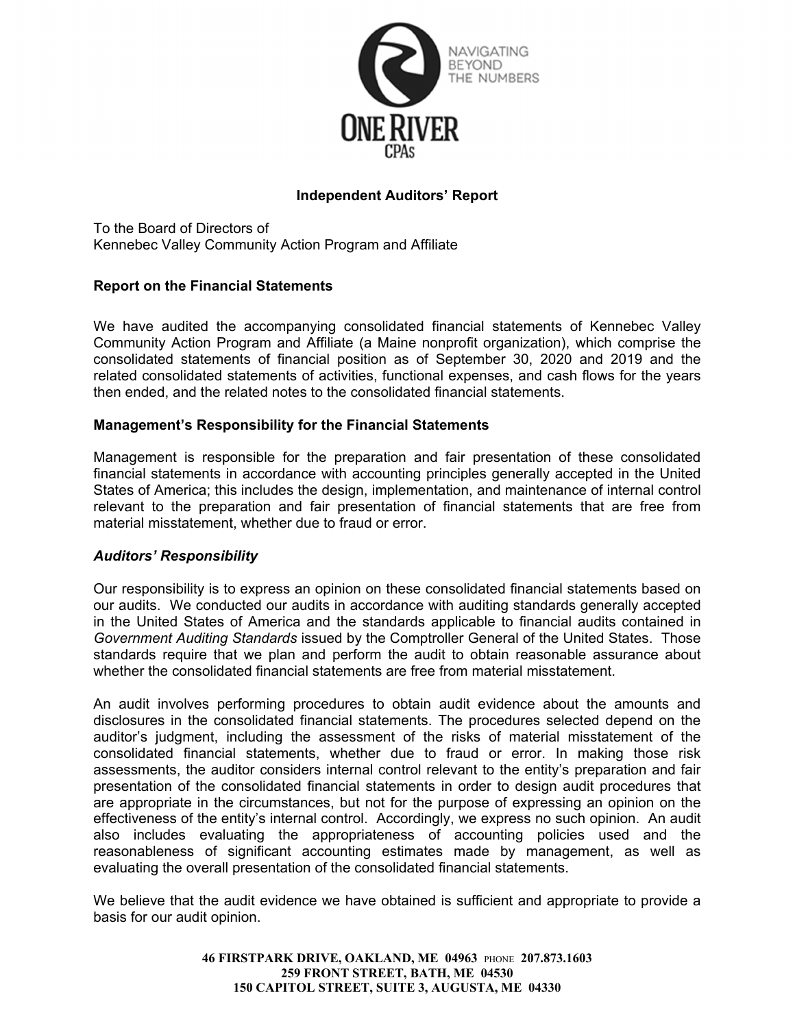NAVIGATING BEYOND THE NUMBERS

ONE RIVER CPAs

## Independent Auditors' Report

To the Board of Directors of
Kennebec Valley Community Action Program and Affiliate

### Report on the Financial Statements

We have audited the accompanying consolidated financial statements of Kennebec Valley Community Action Program and Affiliate (a Maine nonprofit organization), which comprise the consolidated statements of financial position as of September 30, 2020 and 2019 and the related consolidated statements of activities, functional expenses, and cash flows for the years then ended, and the related notes to the consolidated financial statements.

### Management's Responsibility for the Financial Statements

Management is responsible for the preparation and fair presentation of these consolidated financial statements in accordance with accounting principles generally accepted in the United States of America; this includes the design, implementation, and maintenance of internal control relevant to the preparation and fair presentation of financial statements that are free from material misstatement, whether due to fraud or error.

### *Auditors' Responsibility*

Our responsibility is to express an opinion on these consolidated financial statements based on our audits. We conducted our audits in accordance with auditing standards generally accepted in the United States of America and the standards applicable to financial audits contained in *Government Auditing Standards* issued by the Comptroller General of the United States. Those standards require that we plan and perform the audit to obtain reasonable assurance about whether the consolidated financial statements are free from material misstatement.

An audit involves performing procedures to obtain audit evidence about the amounts and disclosures in the consolidated financial statements. The procedures selected depend on the auditor's judgment, including the assessment of the risks of material misstatement of the consolidated financial statements, whether due to fraud or error. In making those risk assessments, the auditor considers internal control relevant to the entity's preparation and fair presentation of the consolidated financial statements in order to design audit procedures that are appropriate in the circumstances, but not for the purpose of expressing an opinion on the effectiveness of the entity's internal control. Accordingly, we express no such opinion. An audit also includes evaluating the appropriateness of accounting policies used and the reasonableness of significant accounting estimates made by management, as well as evaluating the overall presentation of the consolidated financial statements.

We believe that the audit evidence we have obtained is sufficient and appropriate to provide a basis for our audit opinion.

**46 FIRSTPARK DRIVE, OAKLAND, ME 04963** PHONE **207.873.1603**
**259 FRONT STREET, BATH, ME 04530**
**150 CAPITOL STREET, SUITE 3, AUGUSTA, ME 04330**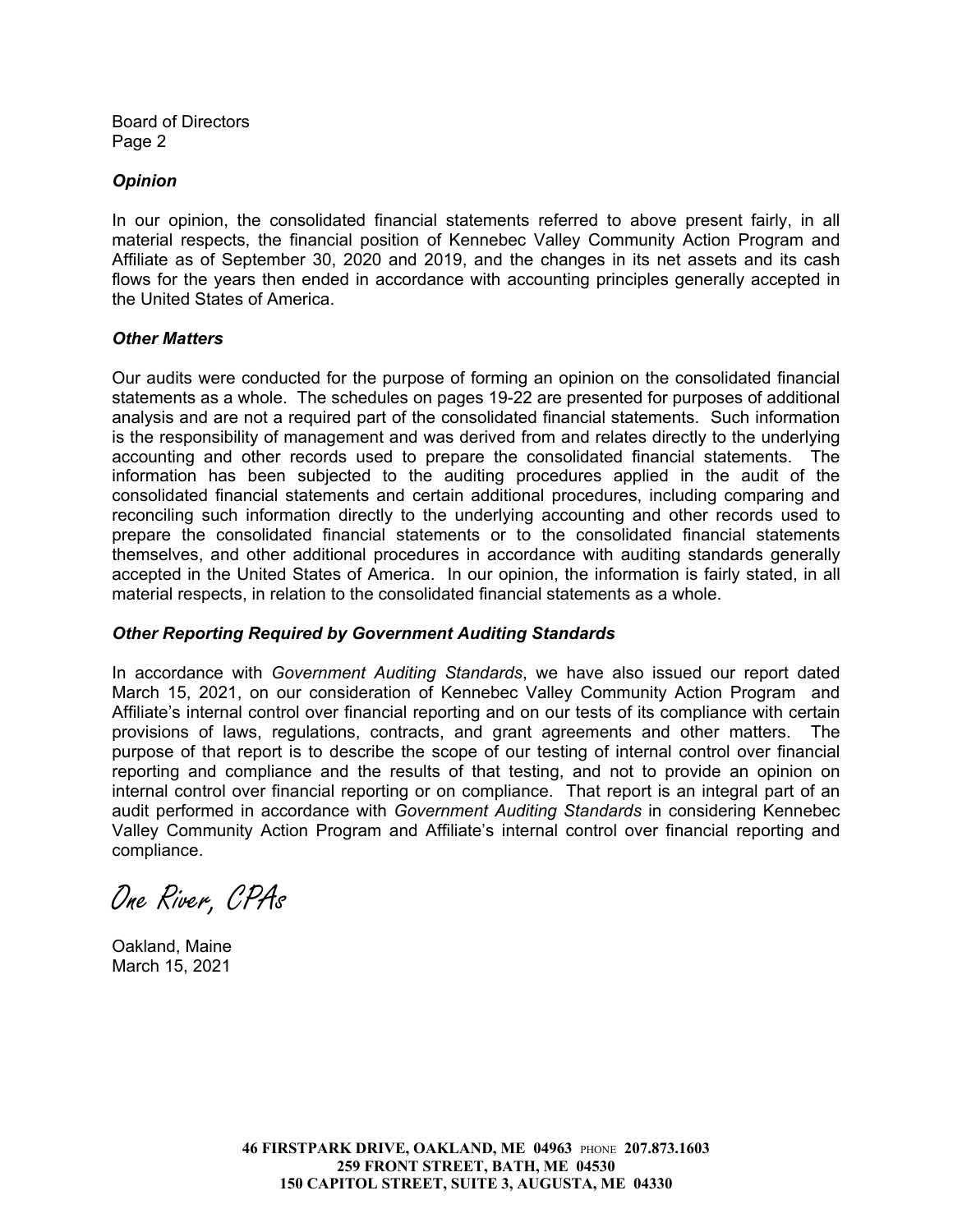Board of Directors
Page 2

***Opinion***

In our opinion, the consolidated financial statements referred to above present fairly, in all material respects, the financial position of Kennebec Valley Community Action Program and Affiliate as of September 30, 2020 and 2019, and the changes in its net assets and its cash flows for the years then ended in accordance with accounting principles generally accepted in the United States of America.

***Other Matters***

Our audits were conducted for the purpose of forming an opinion on the consolidated financial statements as a whole. The schedules on pages 19-22 are presented for purposes of additional analysis and are not a required part of the consolidated financial statements. Such information is the responsibility of management and was derived from and relates directly to the underlying accounting and other records used to prepare the consolidated financial statements. The information has been subjected to the auditing procedures applied in the audit of the consolidated financial statements and certain additional procedures, including comparing and reconciling such information directly to the underlying accounting and other records used to prepare the consolidated financial statements or to the consolidated financial statements themselves, and other additional procedures in accordance with auditing standards generally accepted in the United States of America. In our opinion, the information is fairly stated, in all material respects, in relation to the consolidated financial statements as a whole.

***Other Reporting Required by Government Auditing Standards***

In accordance with *Government Auditing Standards*, we have also issued our report dated March 15, 2021, on our consideration of Kennebec Valley Community Action Program and Affiliate's internal control over financial reporting and on our tests of its compliance with certain provisions of laws, regulations, contracts, and grant agreements and other matters. The purpose of that report is to describe the scope of our testing of internal control over financial reporting and compliance and the results of that testing, and not to provide an opinion on internal control over financial reporting or on compliance. That report is an integral part of an audit performed in accordance with *Government Auditing Standards* in considering Kennebec Valley Community Action Program and Affiliate's internal control over financial reporting and compliance.

One River, CPAs

Oakland, Maine
March 15, 2021

**46 FIRSTPARK DRIVE, OAKLAND, ME 04963** PHONE **207.873.1603**
**259 FRONT STREET, BATH, ME 04530**
**150 CAPITOL STREET, SUITE 3, AUGUSTA, ME 04330**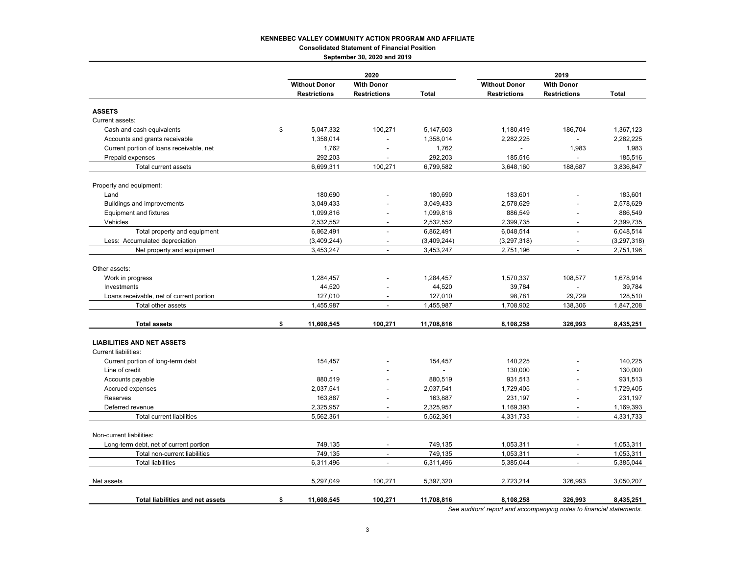**KENNEBEC VALLEY COMMUNITY ACTION PROGRAM AND AFFILIATE**

**Consolidated Statement of Financial Position**

**September 30, 2020 and 2019**

| | 2020 | | | 2019 | | |
|---|---|---|---|---|---|---|
| | **Without Donor Restrictions** | **With Donor Restrictions** | **Total** | **Without Donor Restrictions** | **With Donor Restrictions** | **Total** |
| **ASSETS** | | | | | | |
| Current assets: | | | | | | |
| Cash and cash equivalents | $ 5,047,332 | 100,271 | 5,147,603 | 1,180,419 | 186,704 | 1,367,123 |
| Accounts and grants receivable | 1,358,014 | - | 1,358,014 | 2,282,225 | - | 2,282,225 |
| Current portion of loans receivable, net | 1,762 | - | 1,762 | - | 1,983 | 1,983 |
| Prepaid expenses | 292,203 | - | 292,203 | 185,516 | - | 185,516 |
| Total current assets | 6,699,311 | 100,271 | 6,799,582 | 3,648,160 | 188,687 | 3,836,847 |
| Property and equipment: | | | | | | |
| Land | 180,690 | - | 180,690 | 183,601 | - | 183,601 |
| Buildings and improvements | 3,049,433 | - | 3,049,433 | 2,578,629 | - | 2,578,629 |
| Equipment and fixtures | 1,099,816 | - | 1,099,816 | 886,549 | - | 886,549 |
| Vehicles | 2,532,552 | - | 2,532,552 | 2,399,735 | - | 2,399,735 |
| Total property and equipment | 6,862,491 | - | 6,862,491 | 6,048,514 | - | 6,048,514 |
| Less: Accumulated depreciation | (3,409,244) | - | (3,409,244) | (3,297,318) | - | (3,297,318) |
| Net property and equipment | 3,453,247 | - | 3,453,247 | 2,751,196 | - | 2,751,196 |
| Other assets: | | | | | | |
| Work in progress | 1,284,457 | - | 1,284,457 | 1,570,337 | 108,577 | 1,678,914 |
| Investments | 44,520 | - | 44,520 | 39,784 | - | 39,784 |
| Loans receivable, net of current portion | 127,010 | - | 127,010 | 98,781 | 29,729 | 128,510 |
| Total other assets | 1,455,987 | - | 1,455,987 | 1,708,902 | 138,306 | 1,847,208 |
| **Total assets** | **$ 11,608,545** | **100,271** | **11,708,816** | **8,108,258** | **326,993** | **8,435,251** |
| **LIABILITIES AND NET ASSETS** | | | | | | |
| Current liabilities: | | | | | | |
| Current portion of long-term debt | 154,457 | - | 154,457 | 140,225 | - | 140,225 |
| Line of credit | - | - | - | 130,000 | - | 130,000 |
| Accounts payable | 880,519 | - | 880,519 | 931,513 | - | 931,513 |
| Accrued expenses | 2,037,541 | - | 2,037,541 | 1,729,405 | - | 1,729,405 |
| Reserves | 163,887 | - | 163,887 | 231,197 | - | 231,197 |
| Deferred revenue | 2,325,957 | - | 2,325,957 | 1,169,393 | - | 1,169,393 |
| Total current liabilities | 5,562,361 | - | 5,562,361 | 4,331,733 | - | 4,331,733 |
| Non-current liabilities: | | | | | | |
| Long-term debt, net of current portion | 749,135 | - | 749,135 | 1,053,311 | - | 1,053,311 |
| Total non-current liabilities | 749,135 | - | 749,135 | 1,053,311 | - | 1,053,311 |
| Total liabilities | 6,311,496 | - | 6,311,496 | 5,385,044 | - | 5,385,044 |
| Net assets | 5,297,049 | 100,271 | 5,397,320 | 2,723,214 | 326,993 | 3,050,207 |
| **Total liabilities and net assets** | **$ 11,608,545** | **100,271** | **11,708,816** | **8,108,258** | **326,993** | **8,435,251** |

*See auditors' report and accompanying notes to financial statements.*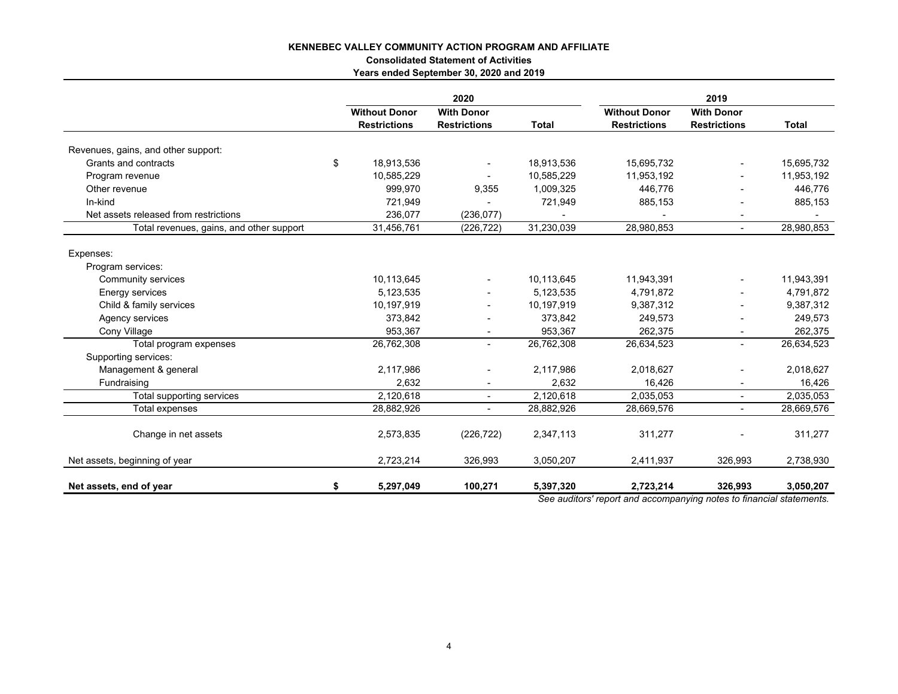**KENNEBEC VALLEY COMMUNITY ACTION PROGRAM AND AFFILIATE**

**Consolidated Statement of Activities**

**Years ended September 30, 2020 and 2019**

| | 2020 | | | 2019 | | |
|---|---|---|---|---|---|---|
| | **Without Donor Restrictions** | **With Donor Restrictions** | **Total** | **Without Donor Restrictions** | **With Donor Restrictions** | **Total** |
| Revenues, gains, and other support: | | | | | | |
| Grants and contracts | $ 18,913,536 | - | 18,913,536 | 15,695,732 | - | 15,695,732 |
| Program revenue | 10,585,229 | - | 10,585,229 | 11,953,192 | - | 11,953,192 |
| Other revenue | 999,970 | 9,355 | 1,009,325 | 446,776 | - | 446,776 |
| In-kind | 721,949 | - | 721,949 | 885,153 | - | 885,153 |
| Net assets released from restrictions | 236,077 | (236,077) | - | - | - | - |
| Total revenues, gains, and other support | 31,456,761 | (226,722) | 31,230,039 | 28,980,853 | - | 28,980,853 |
| Expenses: | | | | | | |
| Program services: | | | | | | |
| Community services | 10,113,645 | - | 10,113,645 | 11,943,391 | - | 11,943,391 |
| Energy services | 5,123,535 | - | 5,123,535 | 4,791,872 | - | 4,791,872 |
| Child & family services | 10,197,919 | - | 10,197,919 | 9,387,312 | - | 9,387,312 |
| Agency services | 373,842 | - | 373,842 | 249,573 | - | 249,573 |
| Cony Village | 953,367 | - | 953,367 | 262,375 | - | 262,375 |
| Total program expenses | 26,762,308 | - | 26,762,308 | 26,634,523 | - | 26,634,523 |
| Supporting services: | | | | | | |
| Management & general | 2,117,986 | - | 2,117,986 | 2,018,627 | - | 2,018,627 |
| Fundraising | 2,632 | - | 2,632 | 16,426 | - | 16,426 |
| Total supporting services | 2,120,618 | - | 2,120,618 | 2,035,053 | - | 2,035,053 |
| Total expenses | 28,882,926 | - | 28,882,926 | 28,669,576 | - | 28,669,576 |
| Change in net assets | 2,573,835 | (226,722) | 2,347,113 | 311,277 | - | 311,277 |
| Net assets, beginning of year | 2,723,214 | 326,993 | 3,050,207 | 2,411,937 | 326,993 | 2,738,930 |
| **Net assets, end of year** | **$ 5,297,049** | **100,271** | **5,397,320** | **2,723,214** | **326,993** | **3,050,207** |

*See auditors' report and accompanying notes to financial statements.*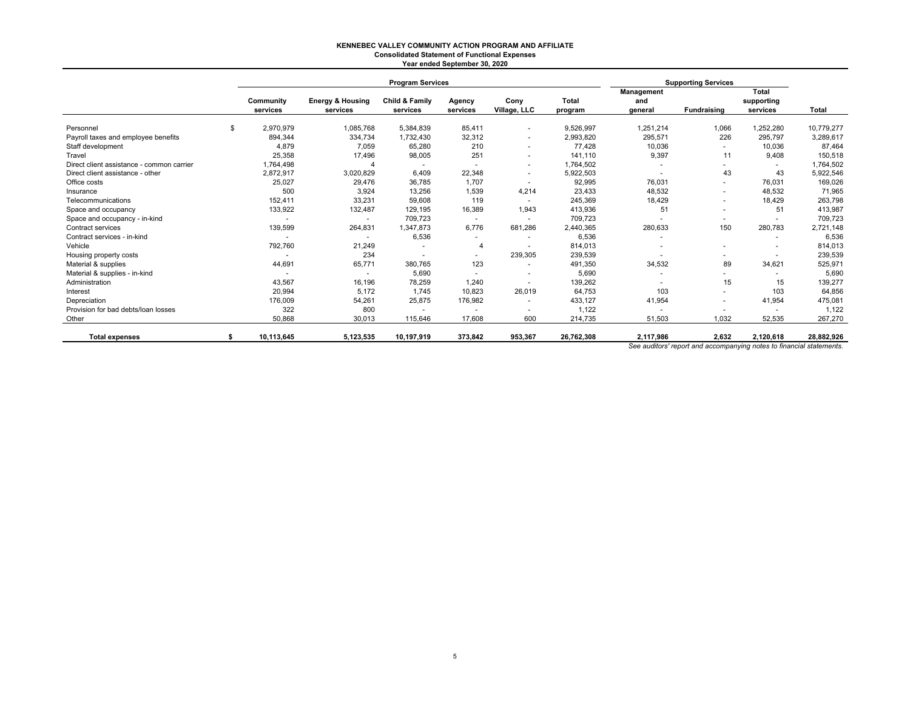# KENNEBEC VALLEY COMMUNITY ACTION PROGRAM AND AFFILIATE

**Consolidated Statement of Functional Expenses**

**Year ended September 30, 2020**

| | Program Services | | | | | | Supporting Services | | | |
|---|---|---|---|---|---|---|---|---|---|---|
| | Community services | Energy & Housing services | Child & Family services | Agency services | Cony Village, LLC | Total program | Management and general | Fundraising | Total supporting services | Total |
| Personnel | $ 2,970,979 | 1,085,768 | 5,384,839 | 85,411 | - | 9,526,997 | 1,251,214 | 1,066 | 1,252,280 | 10,779,277 |
| Payroll taxes and employee benefits | 894,344 | 334,734 | 1,732,430 | 32,312 | - | 2,993,820 | 295,571 | 226 | 295,797 | 3,289,617 |
| Staff development | 4,879 | 7,059 | 65,280 | 210 | - | 77,428 | 10,036 | - | 10,036 | 87,464 |
| Travel | 25,358 | 17,496 | 98,005 | 251 | - | 141,110 | 9,397 | 11 | 9,408 | 150,518 |
| Direct client assistance - common carrier | 1,764,498 | 4 | - | - | - | 1,764,502 | - | - | - | 1,764,502 |
| Direct client assistance - other | 2,872,917 | 3,020,829 | 6,409 | 22,348 | - | 5,922,503 | - | 43 | 43 | 5,922,546 |
| Office costs | 25,027 | 29,476 | 36,785 | 1,707 | - | 92,995 | 76,031 | - | 76,031 | 169,026 |
| Insurance | 500 | 3,924 | 13,256 | 1,539 | 4,214 | 23,433 | 48,532 | - | 48,532 | 71,965 |
| Telecommunications | 152,411 | 33,231 | 59,608 | 119 | - | 245,369 | 18,429 | - | 18,429 | 263,798 |
| Space and occupancy | 133,922 | 132,487 | 129,195 | 16,389 | 1,943 | 413,936 | 51 | - | 51 | 413,987 |
| Space and occupancy - in-kind | - | - | 709,723 | - | - | 709,723 | - | - | - | 709,723 |
| Contract services | 139,599 | 264,831 | 1,347,873 | 6,776 | 681,286 | 2,440,365 | 280,633 | 150 | 280,783 | 2,721,148 |
| Contract services - in-kind | - | - | 6,536 | - | - | 6,536 | - | - | - | 6,536 |
| Vehicle | 792,760 | 21,249 | - | 4 | - | 814,013 | - | - | - | 814,013 |
| Housing property costs | - | 234 | - | - | 239,305 | 239,539 | - | - | - | 239,539 |
| Material & supplies | 44,691 | 65,771 | 380,765 | 123 | - | 491,350 | 34,532 | 89 | 34,621 | 525,971 |
| Material & supplies - in-kind | - | - | 5,690 | - | - | 5,690 | - | - | - | 5,690 |
| Administration | 43,567 | 16,196 | 78,259 | 1,240 | - | 139,262 | - | 15 | 15 | 139,277 |
| Interest | 20,994 | 5,172 | 1,745 | 10,823 | 26,019 | 64,753 | 103 | - | 103 | 64,856 |
| Depreciation | 176,009 | 54,261 | 25,875 | 176,982 | - | 433,127 | 41,954 | - | 41,954 | 475,081 |
| Provision for bad debts/loan losses | 322 | 800 | - | - | - | 1,122 | - | - | - | 1,122 |
| Other | 50,868 | 30,013 | 115,646 | 17,608 | 600 | 214,735 | 51,503 | 1,032 | 52,535 | 267,270 |
| **Total expenses** | **$ 10,113,645** | **5,123,535** | **10,197,919** | **373,842** | **953,367** | **26,762,308** | **2,117,986** | **2,632** | **2,120,618** | **28,882,926** |

*See auditors' report and accompanying notes to financial statements.*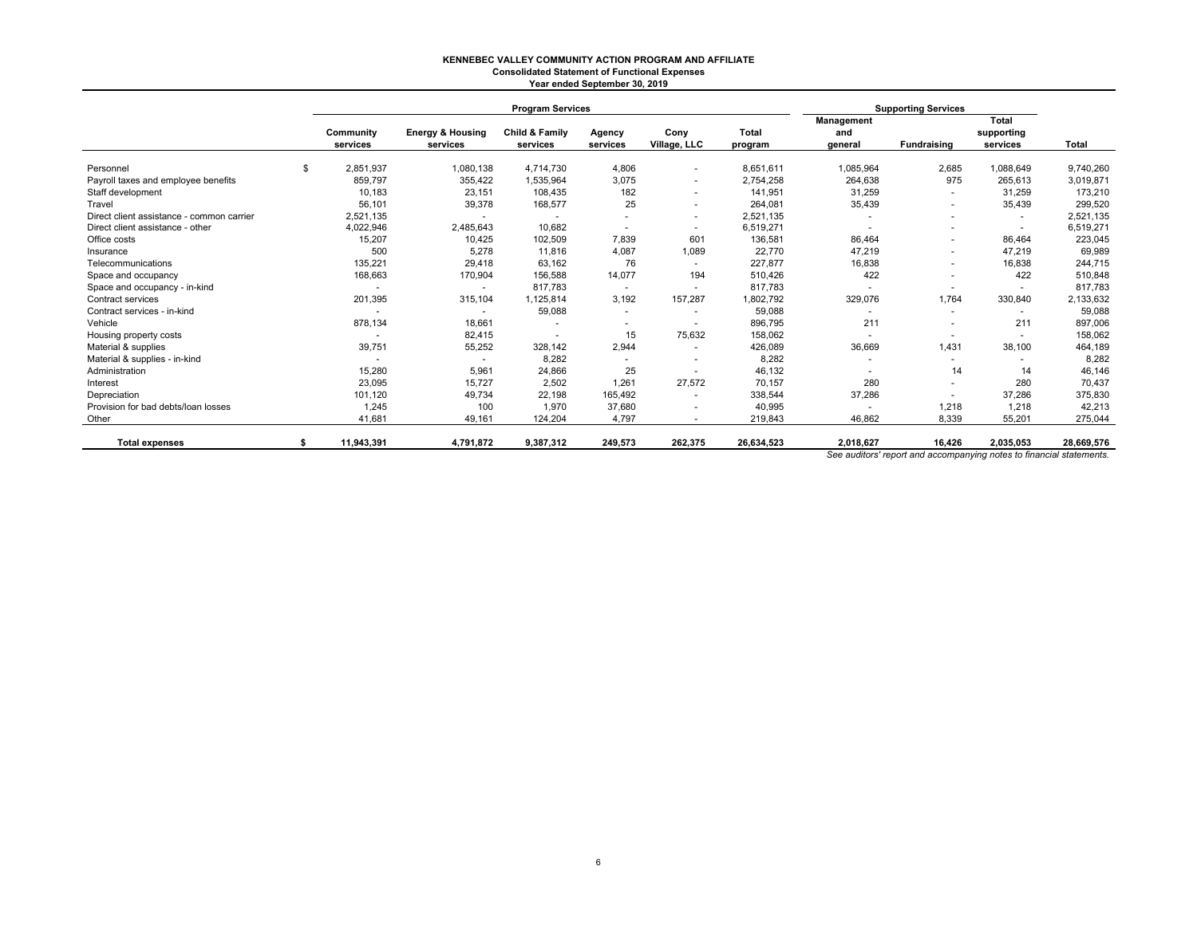**KENNEBEC VALLEY COMMUNITY ACTION PROGRAM AND AFFILIATE**
**Consolidated Statement of Functional Expenses**
**Year ended September 30, 2019**

| | Program Services | | | | | | Supporting Services | | | |
|---|---|---|---|---|---|---|---|---|---|---|
| | Community services | Energy & Housing services | Child & Family services | Agency services | Cony Village, LLC | Total program | Management and general | Fundraising | Total supporting services | Total |
| Personnel | $ 2,851,937 | 1,080,138 | 4,714,730 | 4,806 | - | 8,651,611 | 1,085,964 | 2,685 | 1,088,649 | 9,740,260 |
| Payroll taxes and employee benefits | 859,797 | 355,422 | 1,535,964 | 3,075 | - | 2,754,258 | 264,638 | 975 | 265,613 | 3,019,871 |
| Staff development | 10,183 | 23,151 | 108,435 | 182 | - | 141,951 | 31,259 | - | 31,259 | 173,210 |
| Travel | 56,101 | 39,378 | 168,577 | 25 | - | 264,081 | 35,439 | - | 35,439 | 299,520 |
| Direct client assistance - common carrier | 2,521,135 | - | - | - | - | 2,521,135 | - | - | - | 2,521,135 |
| Direct client assistance - other | 4,022,946 | 2,485,643 | 10,682 | - | - | 6,519,271 | - | - | - | 6,519,271 |
| Office costs | 15,207 | 10,425 | 102,509 | 7,839 | 601 | 136,581 | 86,464 | - | 86,464 | 223,045 |
| Insurance | 500 | 5,278 | 11,816 | 4,087 | 1,089 | 22,770 | 47,219 | - | 47,219 | 69,989 |
| Telecommunications | 135,221 | 29,418 | 63,162 | 76 | - | 227,877 | 16,838 | - | 16,838 | 244,715 |
| Space and occupancy | 168,663 | 170,904 | 156,588 | 14,077 | 194 | 510,426 | 422 | - | 422 | 510,848 |
| Space and occupancy - in-kind | - | - | 817,783 | - | - | 817,783 | - | - | - | 817,783 |
| Contract services | 201,395 | 315,104 | 1,125,814 | 3,192 | 157,287 | 1,802,792 | 329,076 | 1,764 | 330,840 | 2,133,632 |
| Contract services - in-kind | - | - | 59,088 | - | - | 59,088 | - | - | - | 59,088 |
| Vehicle | 878,134 | 18,661 | - | - | - | 896,795 | 211 | - | 211 | 897,006 |
| Housing property costs | - | 82,415 | - | 15 | 75,632 | 158,062 | - | - | - | 158,062 |
| Material & supplies | 39,751 | 55,252 | 328,142 | 2,944 | - | 426,089 | 36,669 | 1,431 | 38,100 | 464,189 |
| Material & supplies - in-kind | - | - | 8,282 | - | - | 8,282 | - | - | - | 8,282 |
| Administration | 15,280 | 5,961 | 24,866 | 25 | - | 46,132 | - | 14 | 14 | 46,146 |
| Interest | 23,095 | 15,727 | 2,502 | 1,261 | 27,572 | 70,157 | 280 | - | 280 | 70,437 |
| Depreciation | 101,120 | 49,734 | 22,198 | 165,492 | - | 338,544 | 37,286 | - | 37,286 | 375,830 |
| Provision for bad debts/loan losses | 1,245 | 100 | 1,970 | 37,680 | - | 40,995 | - | 1,218 | 1,218 | 42,213 |
| Other | 41,681 | 49,161 | 124,204 | 4,797 | - | 219,843 | 46,862 | 8,339 | 55,201 | 275,044 |
| **Total expenses** | **$ 11,943,391** | **4,791,872** | **9,387,312** | **249,573** | **262,375** | **26,634,523** | **2,018,627** | **16,426** | **2,035,053** | **28,669,576** |

*See auditors' report and accompanying notes to financial statements.*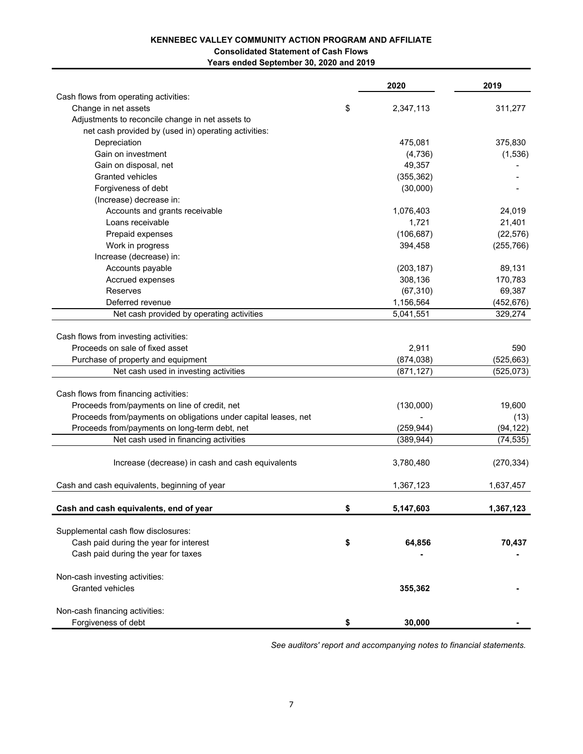**KENNEBEC VALLEY COMMUNITY ACTION PROGRAM AND AFFILIATE**
**Consolidated Statement of Cash Flows**
**Years ended September 30, 2020 and 2019**

| | | 2020 | 2019 |
|---|---|---|---|
| Cash flows from operating activities: | | | |
| Change in net assets | $ | 2,347,113 | 311,277 |
| Adjustments to reconcile change in net assets to net cash provided by (used in) operating activities: | | | |
| Depreciation | | 475,081 | 375,830 |
| Gain on investment | | (4,736) | (1,536) |
| Gain on disposal, net | | 49,357 | - |
| Granted vehicles | | (355,362) | - |
| Forgiveness of debt | | (30,000) | - |
| (Increase) decrease in: | | | |
| Accounts and grants receivable | | 1,076,403 | 24,019 |
| Loans receivable | | 1,721 | 21,401 |
| Prepaid expenses | | (106,687) | (22,576) |
| Work in progress | | 394,458 | (255,766) |
| Increase (decrease) in: | | | |
| Accounts payable | | (203,187) | 89,131 |
| Accrued expenses | | 308,136 | 170,783 |
| Reserves | | (67,310) | 69,387 |
| Deferred revenue | | 1,156,564 | (452,676) |
| Net cash provided by operating activities | | 5,041,551 | 329,274 |
| Cash flows from investing activities: | | | |
| Proceeds on sale of fixed asset | | 2,911 | 590 |
| Purchase of property and equipment | | (874,038) | (525,663) |
| Net cash used in investing activities | | (871,127) | (525,073) |
| Cash flows from financing activities: | | | |
| Proceeds from/payments on line of credit, net | | (130,000) | 19,600 |
| Proceeds from/payments on obligations under capital leases, net | | - | (13) |
| Proceeds from/payments on long-term debt, net | | (259,944) | (94,122) |
| Net cash used in financing activities | | (389,944) | (74,535) |
| Increase (decrease) in cash and cash equivalents | | 3,780,480 | (270,334) |
| Cash and cash equivalents, beginning of year | | 1,367,123 | 1,637,457 |
| **Cash and cash equivalents, end of year** | **$** | **5,147,603** | **1,367,123** |
| Supplemental cash flow disclosures: | | | |
| Cash paid during the year for interest | **$** | **64,856** | **70,437** |
| Cash paid during the year for taxes | | **-** | **-** |
| Non-cash investing activities: | | | |
| Granted vehicles | | **355,362** | **-** |
| Non-cash financing activities: | | | |
| Forgiveness of debt | **$** | **30,000** | **-** |

*See auditors' report and accompanying notes to financial statements.*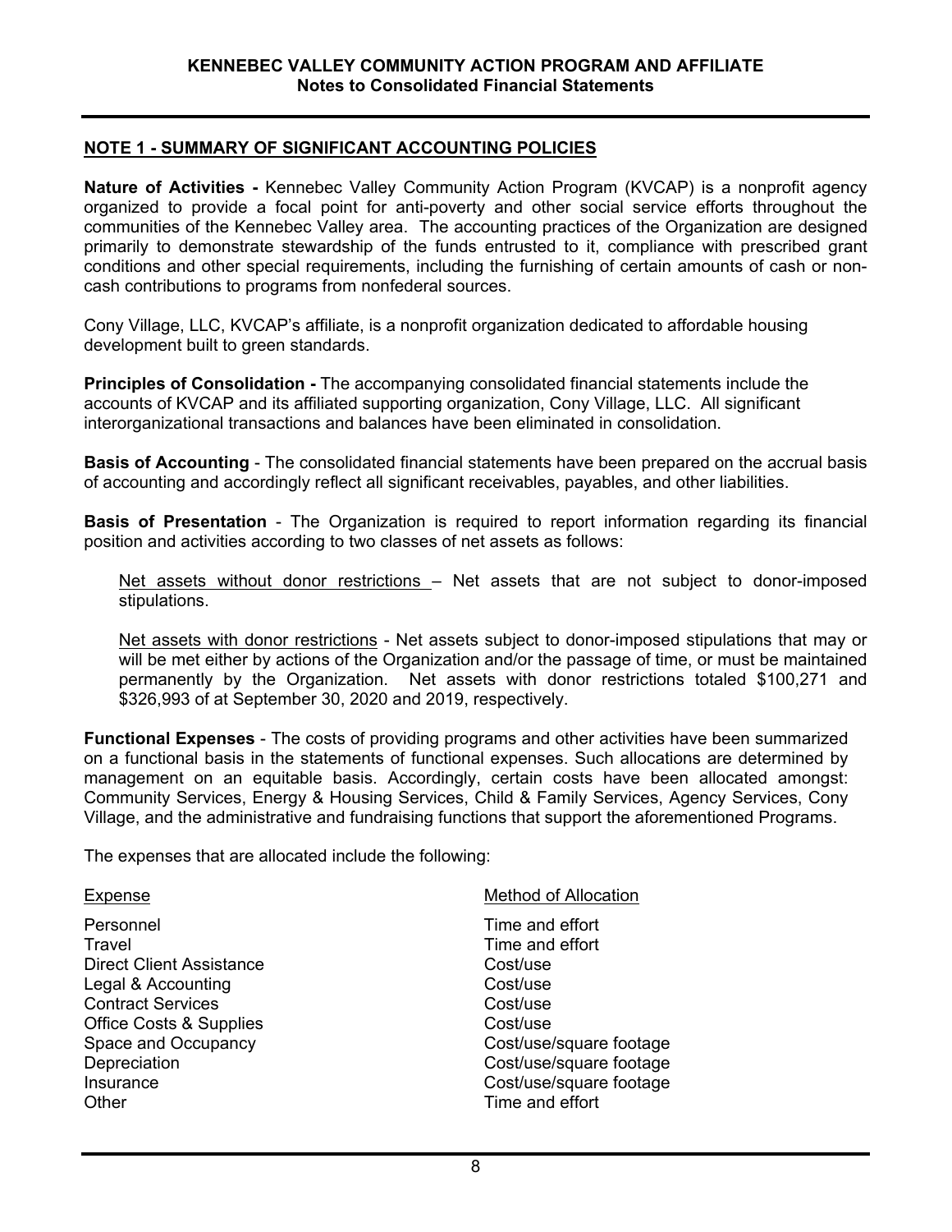**KENNEBEC VALLEY COMMUNITY ACTION PROGRAM AND AFFILIATE**
**Notes to Consolidated Financial Statements**

## NOTE 1 - SUMMARY OF SIGNIFICANT ACCOUNTING POLICIES

**Nature of Activities -** Kennebec Valley Community Action Program (KVCAP) is a nonprofit agency organized to provide a focal point for anti-poverty and other social service efforts throughout the communities of the Kennebec Valley area. The accounting practices of the Organization are designed primarily to demonstrate stewardship of the funds entrusted to it, compliance with prescribed grant conditions and other special requirements, including the furnishing of certain amounts of cash or non-cash contributions to programs from nonfederal sources.

Cony Village, LLC, KVCAP's affiliate, is a nonprofit organization dedicated to affordable housing development built to green standards.

**Principles of Consolidation -** The accompanying consolidated financial statements include the accounts of KVCAP and its affiliated supporting organization, Cony Village, LLC. All significant interorganizational transactions and balances have been eliminated in consolidation.

**Basis of Accounting** - The consolidated financial statements have been prepared on the accrual basis of accounting and accordingly reflect all significant receivables, payables, and other liabilities.

**Basis of Presentation** - The Organization is required to report information regarding its financial position and activities according to two classes of net assets as follows:

Net assets without donor restrictions – Net assets that are not subject to donor-imposed stipulations.

Net assets with donor restrictions - Net assets subject to donor-imposed stipulations that may or will be met either by actions of the Organization and/or the passage of time, or must be maintained permanently by the Organization. Net assets with donor restrictions totaled $100,271 and $326,993 of at September 30, 2020 and 2019, respectively.

**Functional Expenses** - The costs of providing programs and other activities have been summarized on a functional basis in the statements of functional expenses. Such allocations are determined by management on an equitable basis. Accordingly, certain costs have been allocated amongst: Community Services, Energy & Housing Services, Child & Family Services, Agency Services, Cony Village, and the administrative and fundraising functions that support the aforementioned Programs.

The expenses that are allocated include the following:

| Expense | Method of Allocation |
|---|---|
| Personnel | Time and effort |
| Travel | Time and effort |
| Direct Client Assistance | Cost/use |
| Legal & Accounting | Cost/use |
| Contract Services | Cost/use |
| Office Costs & Supplies | Cost/use |
| Space and Occupancy | Cost/use/square footage |
| Depreciation | Cost/use/square footage |
| Insurance | Cost/use/square footage |
| Other | Time and effort |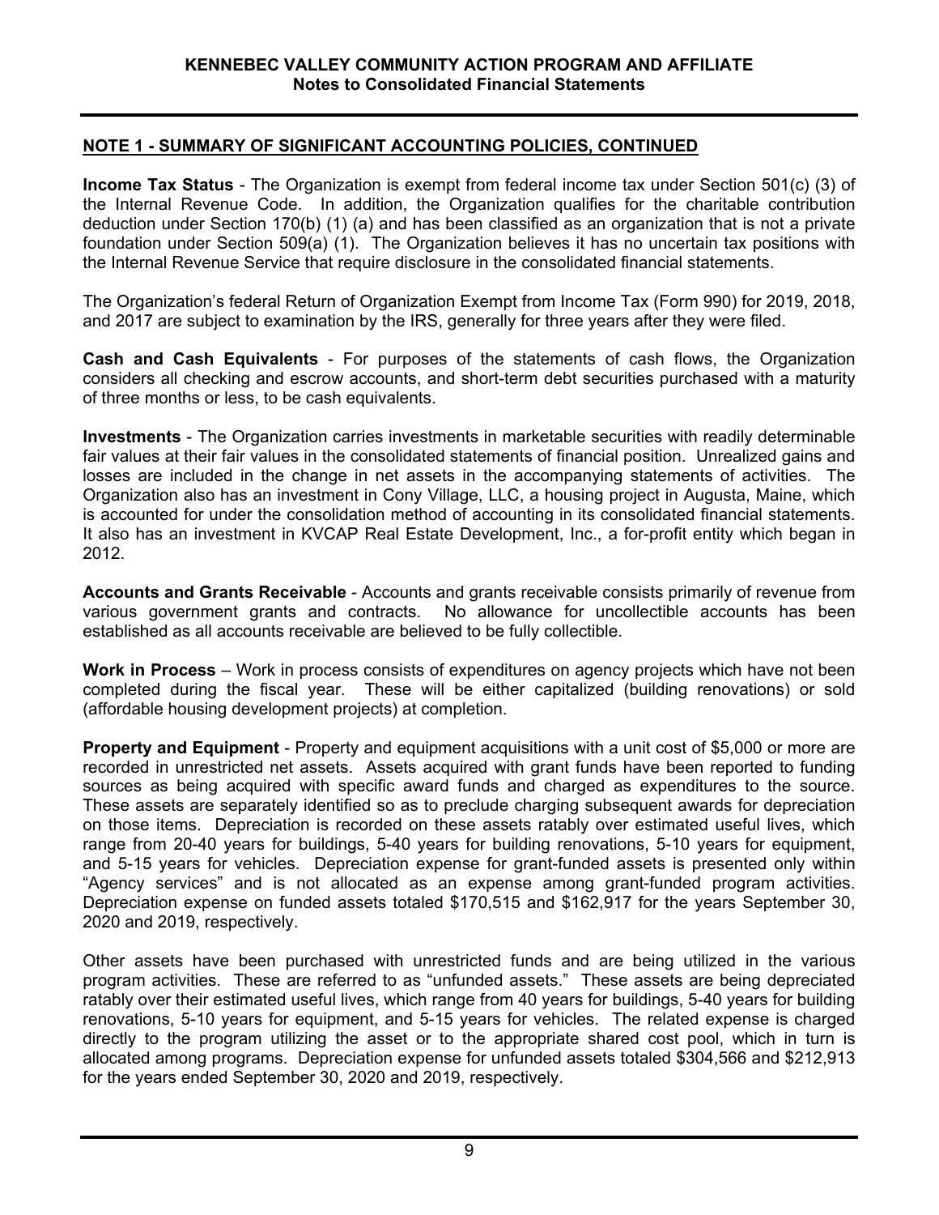## NOTE 1 - SUMMARY OF SIGNIFICANT ACCOUNTING POLICIES, CONTINUED

**Income Tax Status** - The Organization is exempt from federal income tax under Section 501(c) (3) of the Internal Revenue Code. In addition, the Organization qualifies for the charitable contribution deduction under Section 170(b) (1) (a) and has been classified as an organization that is not a private foundation under Section 509(a) (1). The Organization believes it has no uncertain tax positions with the Internal Revenue Service that require disclosure in the consolidated financial statements.

The Organization's federal Return of Organization Exempt from Income Tax (Form 990) for 2019, 2018, and 2017 are subject to examination by the IRS, generally for three years after they were filed.

**Cash and Cash Equivalents** - For purposes of the statements of cash flows, the Organization considers all checking and escrow accounts, and short-term debt securities purchased with a maturity of three months or less, to be cash equivalents.

**Investments** - The Organization carries investments in marketable securities with readily determinable fair values at their fair values in the consolidated statements of financial position. Unrealized gains and losses are included in the change in net assets in the accompanying statements of activities. The Organization also has an investment in Cony Village, LLC, a housing project in Augusta, Maine, which is accounted for under the consolidation method of accounting in its consolidated financial statements. It also has an investment in KVCAP Real Estate Development, Inc., a for-profit entity which began in 2012.

**Accounts and Grants Receivable** - Accounts and grants receivable consists primarily of revenue from various government grants and contracts. No allowance for uncollectible accounts has been established as all accounts receivable are believed to be fully collectible.

**Work in Process** – Work in process consists of expenditures on agency projects which have not been completed during the fiscal year. These will be either capitalized (building renovations) or sold (affordable housing development projects) at completion.

**Property and Equipment** - Property and equipment acquisitions with a unit cost of $5,000 or more are recorded in unrestricted net assets. Assets acquired with grant funds have been reported to funding sources as being acquired with specific award funds and charged as expenditures to the source. These assets are separately identified so as to preclude charging subsequent awards for depreciation on those items. Depreciation is recorded on these assets ratably over estimated useful lives, which range from 20-40 years for buildings, 5-40 years for building renovations, 5-10 years for equipment, and 5-15 years for vehicles. Depreciation expense for grant-funded assets is presented only within "Agency services" and is not allocated as an expense among grant-funded program activities. Depreciation expense on funded assets totaled $170,515 and $162,917 for the years September 30, 2020 and 2019, respectively.

Other assets have been purchased with unrestricted funds and are being utilized in the various program activities. These are referred to as "unfunded assets." These assets are being depreciated ratably over their estimated useful lives, which range from 40 years for buildings, 5-40 years for building renovations, 5-10 years for equipment, and 5-15 years for vehicles. The related expense is charged directly to the program utilizing the asset or to the appropriate shared cost pool, which in turn is allocated among programs. Depreciation expense for unfunded assets totaled $304,566 and $212,913 for the years ended September 30, 2020 and 2019, respectively.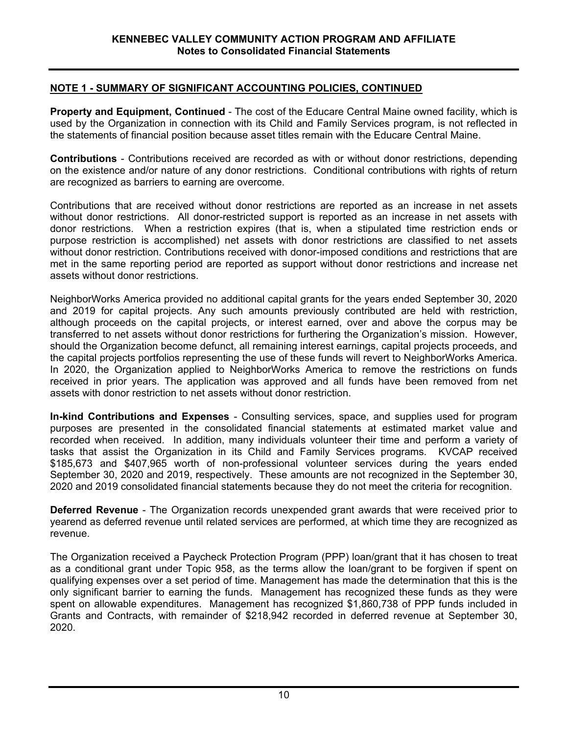## NOTE 1 - SUMMARY OF SIGNIFICANT ACCOUNTING POLICIES, CONTINUED

**Property and Equipment, Continued** - The cost of the Educare Central Maine owned facility, which is used by the Organization in connection with its Child and Family Services program, is not reflected in the statements of financial position because asset titles remain with the Educare Central Maine.

**Contributions** - Contributions received are recorded as with or without donor restrictions, depending on the existence and/or nature of any donor restrictions. Conditional contributions with rights of return are recognized as barriers to earning are overcome.

Contributions that are received without donor restrictions are reported as an increase in net assets without donor restrictions. All donor-restricted support is reported as an increase in net assets with donor restrictions. When a restriction expires (that is, when a stipulated time restriction ends or purpose restriction is accomplished) net assets with donor restrictions are classified to net assets without donor restriction. Contributions received with donor-imposed conditions and restrictions that are met in the same reporting period are reported as support without donor restrictions and increase net assets without donor restrictions.

NeighborWorks America provided no additional capital grants for the years ended September 30, 2020 and 2019 for capital projects. Any such amounts previously contributed are held with restriction, although proceeds on the capital projects, or interest earned, over and above the corpus may be transferred to net assets without donor restrictions for furthering the Organization's mission. However, should the Organization become defunct, all remaining interest earnings, capital projects proceeds, and the capital projects portfolios representing the use of these funds will revert to NeighborWorks America. In 2020, the Organization applied to NeighborWorks America to remove the restrictions on funds received in prior years. The application was approved and all funds have been removed from net assets with donor restriction to net assets without donor restriction.

**In-kind Contributions and Expenses** - Consulting services, space, and supplies used for program purposes are presented in the consolidated financial statements at estimated market value and recorded when received. In addition, many individuals volunteer their time and perform a variety of tasks that assist the Organization in its Child and Family Services programs. KVCAP received $185,673 and $407,965 worth of non-professional volunteer services during the years ended September 30, 2020 and 2019, respectively. These amounts are not recognized in the September 30, 2020 and 2019 consolidated financial statements because they do not meet the criteria for recognition.

**Deferred Revenue** - The Organization records unexpended grant awards that were received prior to yearend as deferred revenue until related services are performed, at which time they are recognized as revenue.

The Organization received a Paycheck Protection Program (PPP) loan/grant that it has chosen to treat as a conditional grant under Topic 958, as the terms allow the loan/grant to be forgiven if spent on qualifying expenses over a set period of time. Management has made the determination that this is the only significant barrier to earning the funds. Management has recognized these funds as they were spent on allowable expenditures. Management has recognized $1,860,738 of PPP funds included in Grants and Contracts, with remainder of $218,942 recorded in deferred revenue at September 30, 2020.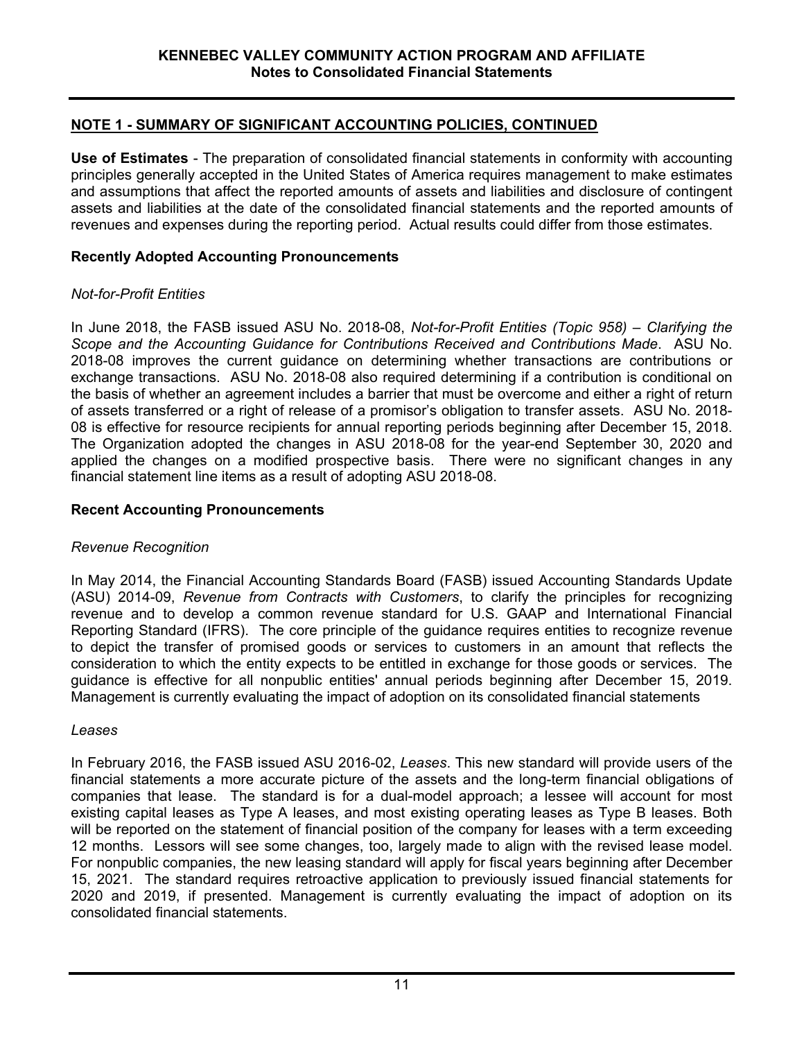## NOTE 1 - SUMMARY OF SIGNIFICANT ACCOUNTING POLICIES, CONTINUED

**Use of Estimates** - The preparation of consolidated financial statements in conformity with accounting principles generally accepted in the United States of America requires management to make estimates and assumptions that affect the reported amounts of assets and liabilities and disclosure of contingent assets and liabilities at the date of the consolidated financial statements and the reported amounts of revenues and expenses during the reporting period. Actual results could differ from those estimates.

### Recently Adopted Accounting Pronouncements

*Not-for-Profit Entities*

In June 2018, the FASB issued ASU No. 2018-08, *Not-for-Profit Entities (Topic 958) – Clarifying the Scope and the Accounting Guidance for Contributions Received and Contributions Made*. ASU No. 2018-08 improves the current guidance on determining whether transactions are contributions or exchange transactions. ASU No. 2018-08 also required determining if a contribution is conditional on the basis of whether an agreement includes a barrier that must be overcome and either a right of return of assets transferred or a right of release of a promisor's obligation to transfer assets. ASU No. 2018-08 is effective for resource recipients for annual reporting periods beginning after December 15, 2018. The Organization adopted the changes in ASU 2018-08 for the year-end September 30, 2020 and applied the changes on a modified prospective basis. There were no significant changes in any financial statement line items as a result of adopting ASU 2018-08.

### Recent Accounting Pronouncements

*Revenue Recognition*

In May 2014, the Financial Accounting Standards Board (FASB) issued Accounting Standards Update (ASU) 2014-09, *Revenue from Contracts with Customers*, to clarify the principles for recognizing revenue and to develop a common revenue standard for U.S. GAAP and International Financial Reporting Standard (IFRS). The core principle of the guidance requires entities to recognize revenue to depict the transfer of promised goods or services to customers in an amount that reflects the consideration to which the entity expects to be entitled in exchange for those goods or services. The guidance is effective for all nonpublic entities' annual periods beginning after December 15, 2019. Management is currently evaluating the impact of adoption on its consolidated financial statements

*Leases*

In February 2016, the FASB issued ASU 2016-02, *Leases*. This new standard will provide users of the financial statements a more accurate picture of the assets and the long-term financial obligations of companies that lease. The standard is for a dual-model approach; a lessee will account for most existing capital leases as Type A leases, and most existing operating leases as Type B leases. Both will be reported on the statement of financial position of the company for leases with a term exceeding 12 months. Lessors will see some changes, too, largely made to align with the revised lease model. For nonpublic companies, the new leasing standard will apply for fiscal years beginning after December 15, 2021. The standard requires retroactive application to previously issued financial statements for 2020 and 2019, if presented. Management is currently evaluating the impact of adoption on its consolidated financial statements.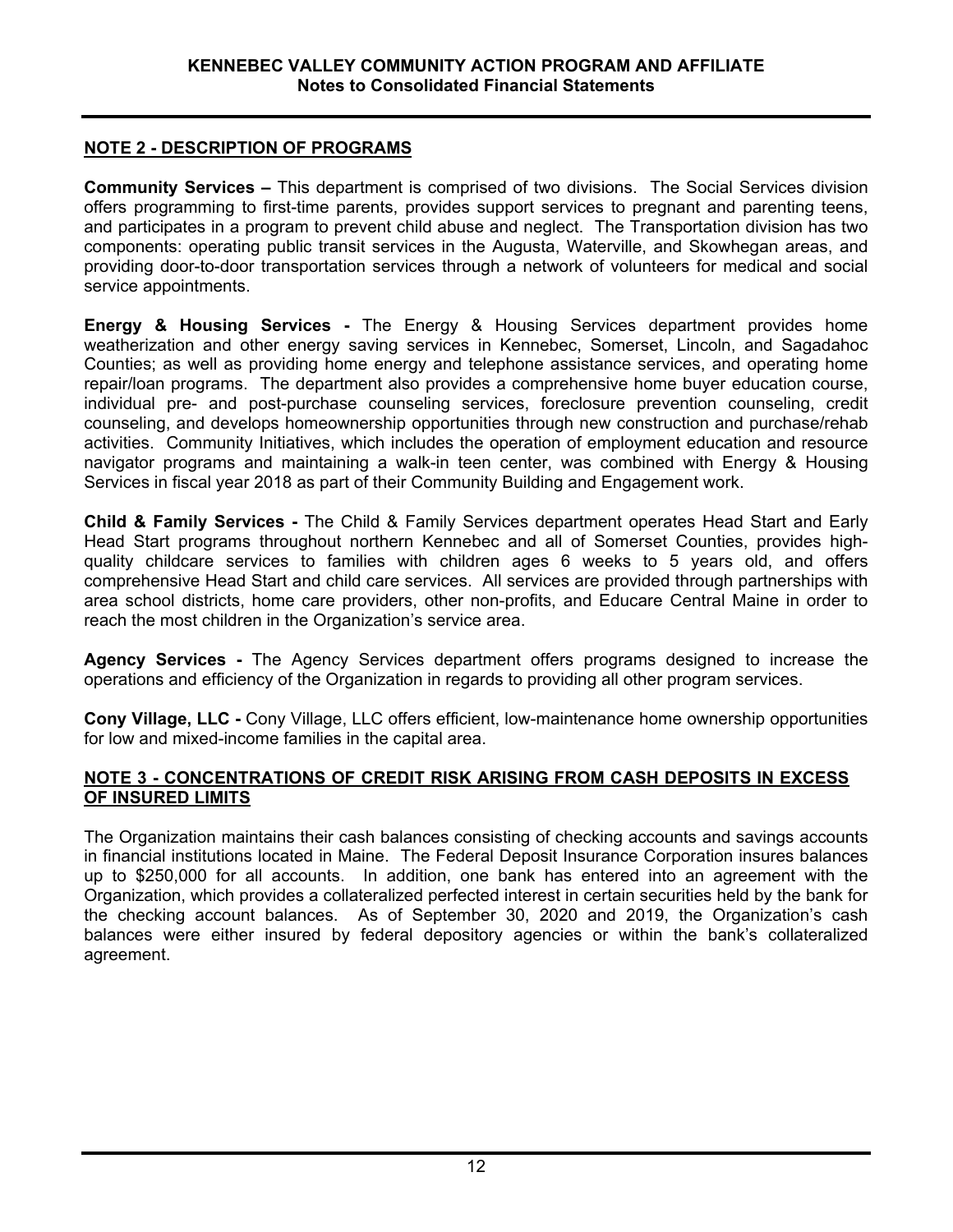## NOTE 2 - DESCRIPTION OF PROGRAMS

**Community Services –** This department is comprised of two divisions. The Social Services division offers programming to first-time parents, provides support services to pregnant and parenting teens, and participates in a program to prevent child abuse and neglect. The Transportation division has two components: operating public transit services in the Augusta, Waterville, and Skowhegan areas, and providing door-to-door transportation services through a network of volunteers for medical and social service appointments.

**Energy & Housing Services -** The Energy & Housing Services department provides home weatherization and other energy saving services in Kennebec, Somerset, Lincoln, and Sagadahoc Counties; as well as providing home energy and telephone assistance services, and operating home repair/loan programs. The department also provides a comprehensive home buyer education course, individual pre- and post-purchase counseling services, foreclosure prevention counseling, credit counseling, and develops homeownership opportunities through new construction and purchase/rehab activities. Community Initiatives, which includes the operation of employment education and resource navigator programs and maintaining a walk-in teen center, was combined with Energy & Housing Services in fiscal year 2018 as part of their Community Building and Engagement work.

**Child & Family Services -** The Child & Family Services department operates Head Start and Early Head Start programs throughout northern Kennebec and all of Somerset Counties, provides high-quality childcare services to families with children ages 6 weeks to 5 years old, and offers comprehensive Head Start and child care services. All services are provided through partnerships with area school districts, home care providers, other non-profits, and Educare Central Maine in order to reach the most children in the Organization's service area.

**Agency Services -** The Agency Services department offers programs designed to increase the operations and efficiency of the Organization in regards to providing all other program services.

**Cony Village, LLC -** Cony Village, LLC offers efficient, low-maintenance home ownership opportunities for low and mixed-income families in the capital area.

## NOTE 3 - CONCENTRATIONS OF CREDIT RISK ARISING FROM CASH DEPOSITS IN EXCESS OF INSURED LIMITS

The Organization maintains their cash balances consisting of checking accounts and savings accounts in financial institutions located in Maine. The Federal Deposit Insurance Corporation insures balances up to $250,000 for all accounts. In addition, one bank has entered into an agreement with the Organization, which provides a collateralized perfected interest in certain securities held by the bank for the checking account balances. As of September 30, 2020 and 2019, the Organization's cash balances were either insured by federal depository agencies or within the bank's collateralized agreement.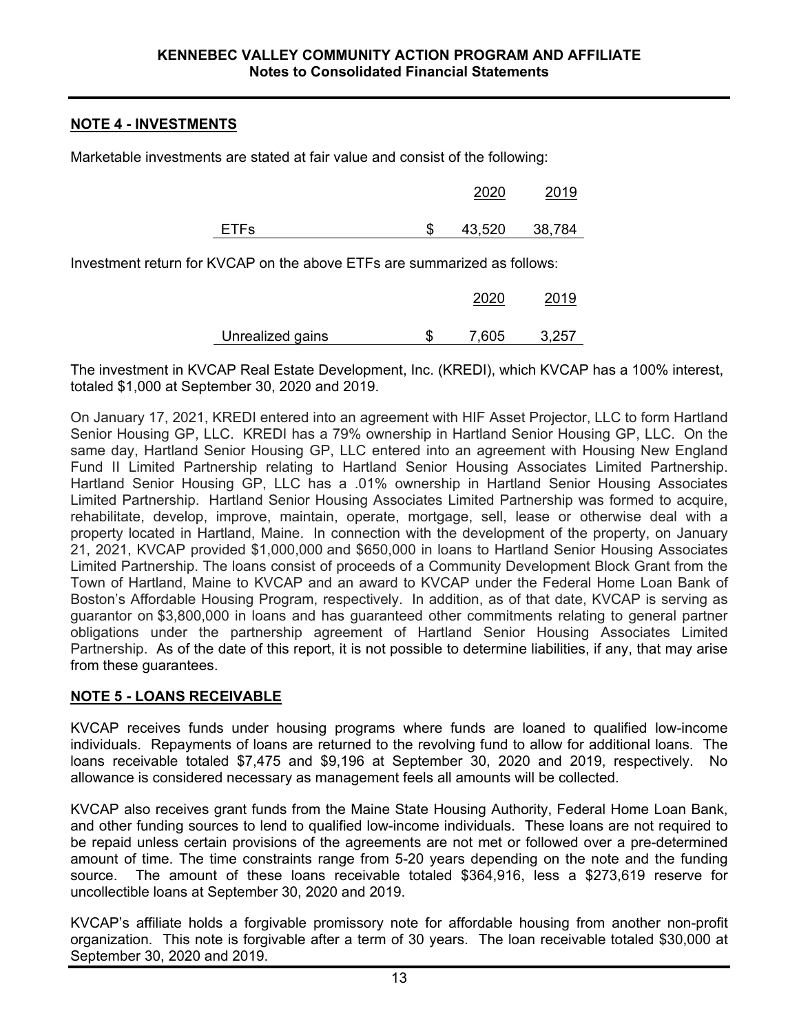## NOTE 4 - INVESTMENTS

Marketable investments are stated at fair value and consist of the following:

| | | 2020 | 2019 |
|---|---|---|---|
| ETFs | $ | 43,520 | 38,784 |

Investment return for KVCAP on the above ETFs are summarized as follows:

| | | 2020 | 2019 |
|---|---|---|---|
| Unrealized gains | $ | 7,605 | 3,257 |

The investment in KVCAP Real Estate Development, Inc. (KREDI), which KVCAP has a 100% interest, totaled $1,000 at September 30, 2020 and 2019.

On January 17, 2021, KREDI entered into an agreement with HIF Asset Projector, LLC to form Hartland Senior Housing GP, LLC. KREDI has a 79% ownership in Hartland Senior Housing GP, LLC. On the same day, Hartland Senior Housing GP, LLC entered into an agreement with Housing New England Fund II Limited Partnership relating to Hartland Senior Housing Associates Limited Partnership. Hartland Senior Housing GP, LLC has a .01% ownership in Hartland Senior Housing Associates Limited Partnership. Hartland Senior Housing Associates Limited Partnership was formed to acquire, rehabilitate, develop, improve, maintain, operate, mortgage, sell, lease or otherwise deal with a property located in Hartland, Maine. In connection with the development of the property, on January 21, 2021, KVCAP provided $1,000,000 and $650,000 in loans to Hartland Senior Housing Associates Limited Partnership. The loans consist of proceeds of a Community Development Block Grant from the Town of Hartland, Maine to KVCAP and an award to KVCAP under the Federal Home Loan Bank of Boston's Affordable Housing Program, respectively. In addition, as of that date, KVCAP is serving as guarantor on $3,800,000 in loans and has guaranteed other commitments relating to general partner obligations under the partnership agreement of Hartland Senior Housing Associates Limited Partnership. As of the date of this report, it is not possible to determine liabilities, if any, that may arise from these guarantees.

## NOTE 5 - LOANS RECEIVABLE

KVCAP receives funds under housing programs where funds are loaned to qualified low-income individuals. Repayments of loans are returned to the revolving fund to allow for additional loans. The loans receivable totaled $7,475 and $9,196 at September 30, 2020 and 2019, respectively. No allowance is considered necessary as management feels all amounts will be collected.

KVCAP also receives grant funds from the Maine State Housing Authority, Federal Home Loan Bank, and other funding sources to lend to qualified low-income individuals. These loans are not required to be repaid unless certain provisions of the agreements are not met or followed over a pre-determined amount of time. The time constraints range from 5-20 years depending on the note and the funding source. The amount of these loans receivable totaled $364,916, less a $273,619 reserve for uncollectible loans at September 30, 2020 and 2019.

KVCAP's affiliate holds a forgivable promissory note for affordable housing from another non-profit organization. This note is forgivable after a term of 30 years. The loan receivable totaled $30,000 at September 30, 2020 and 2019.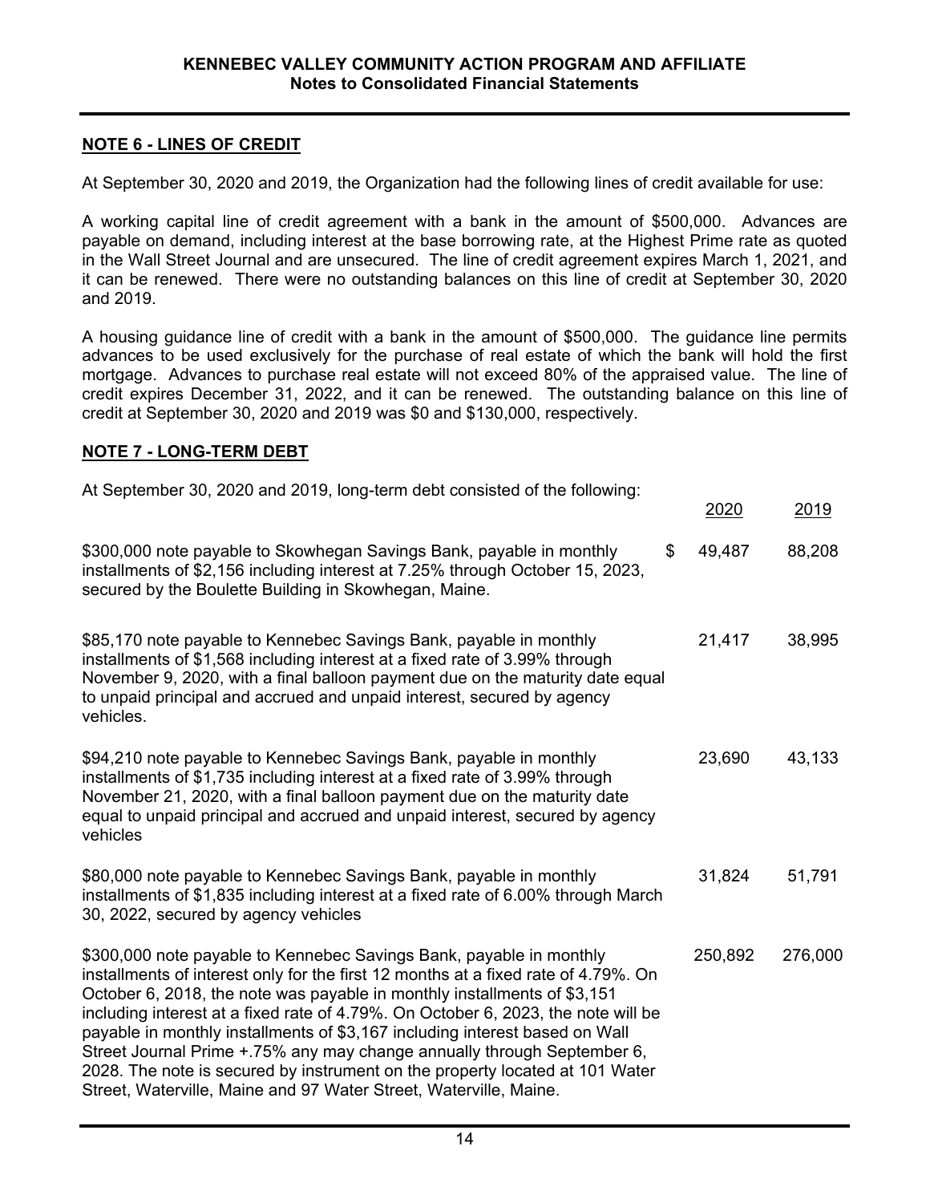**KENNEBEC VALLEY COMMUNITY ACTION PROGRAM AND AFFILIATE**
**Notes to Consolidated Financial Statements**

## NOTE 6 - LINES OF CREDIT

At September 30, 2020 and 2019, the Organization had the following lines of credit available for use:

A working capital line of credit agreement with a bank in the amount of $500,000. Advances are payable on demand, including interest at the base borrowing rate, at the Highest Prime rate as quoted in the Wall Street Journal and are unsecured. The line of credit agreement expires March 1, 2021, and it can be renewed. There were no outstanding balances on this line of credit at September 30, 2020 and 2019.

A housing guidance line of credit with a bank in the amount of $500,000. The guidance line permits advances to be used exclusively for the purchase of real estate of which the bank will hold the first mortgage. Advances to purchase real estate will not exceed 80% of the appraised value. The line of credit expires December 31, 2022, and it can be renewed. The outstanding balance on this line of credit at September 30, 2020 and 2019 was $0 and $130,000, respectively.

## NOTE 7 - LONG-TERM DEBT

At September 30, 2020 and 2019, long-term debt consisted of the following:

| | 2020 | 2019 |
|---|---|---|
| $300,000 note payable to Skowhegan Savings Bank, payable in monthly installments of $2,156 including interest at 7.25% through October 15, 2023, secured by the Boulette Building in Skowhegan, Maine. | $ 49,487 | 88,208 |
| $85,170 note payable to Kennebec Savings Bank, payable in monthly installments of $1,568 including interest at a fixed rate of 3.99% through November 9, 2020, with a final balloon payment due on the maturity date equal to unpaid principal and accrued and unpaid interest, secured by agency vehicles. | 21,417 | 38,995 |
| $94,210 note payable to Kennebec Savings Bank, payable in monthly installments of $1,735 including interest at a fixed rate of 3.99% through November 21, 2020, with a final balloon payment due on the maturity date equal to unpaid principal and accrued and unpaid interest, secured by agency vehicles | 23,690 | 43,133 |
| $80,000 note payable to Kennebec Savings Bank, payable in monthly installments of $1,835 including interest at a fixed rate of 6.00% through March 30, 2022, secured by agency vehicles | 31,824 | 51,791 |
| $300,000 note payable to Kennebec Savings Bank, payable in monthly installments of interest only for the first 12 months at a fixed rate of 4.79%. On October 6, 2018, the note was payable in monthly installments of $3,151 including interest at a fixed rate of 4.79%. On October 6, 2023, the note will be payable in monthly installments of $3,167 including interest based on Wall Street Journal Prime +.75% any may change annually through September 6, 2028. The note is secured by instrument on the property located at 101 Water Street, Waterville, Maine and 97 Water Street, Waterville, Maine. | 250,892 | 276,000 |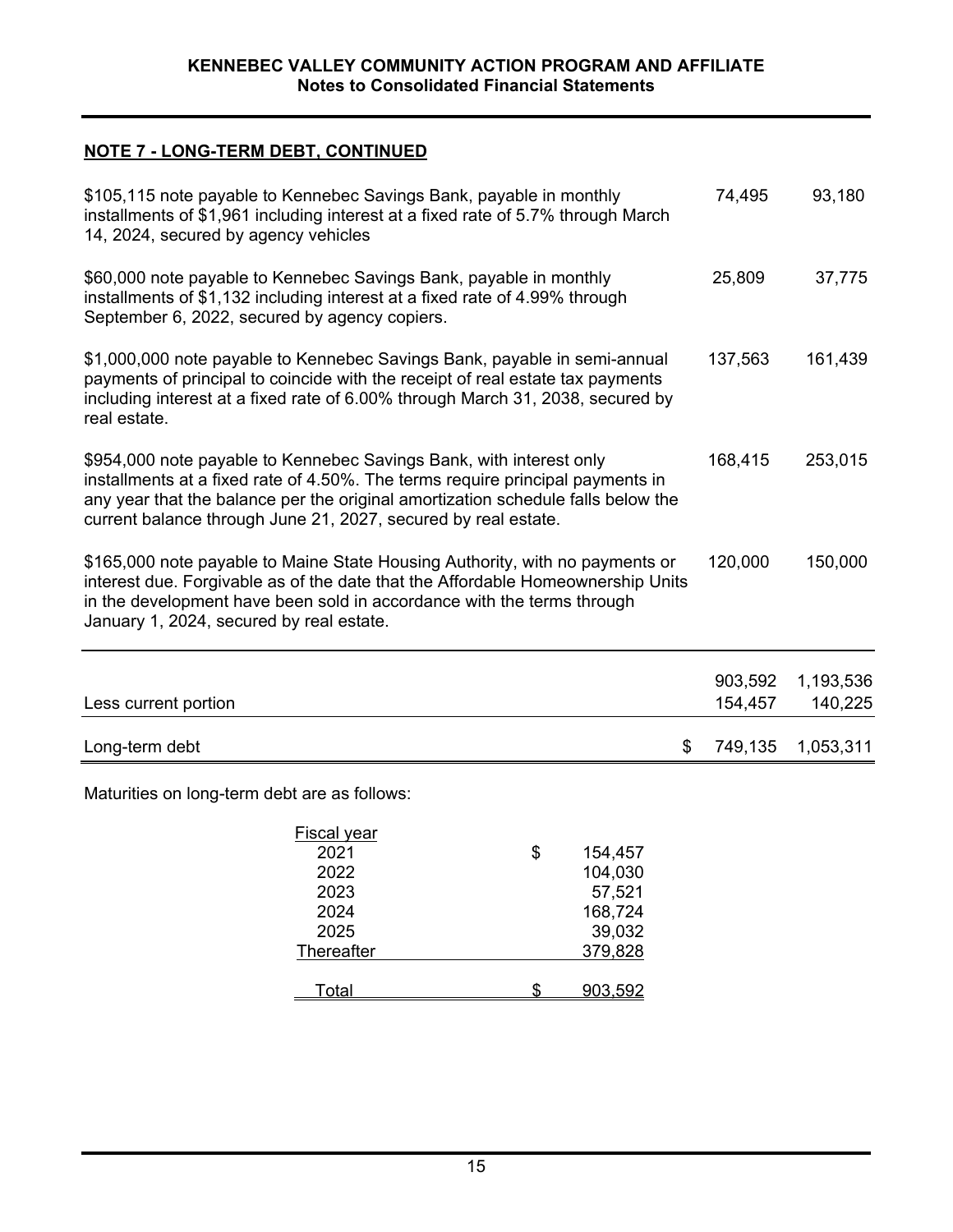**NOTE 7 - LONG-TERM DEBT, CONTINUED**

| | | |
|---|---|---|
| $105,115 note payable to Kennebec Savings Bank, payable in monthly installments of $1,961 including interest at a fixed rate of 5.7% through March 14, 2024, secured by agency vehicles | 74,495 | 93,180 |
| $60,000 note payable to Kennebec Savings Bank, payable in monthly installments of $1,132 including interest at a fixed rate of 4.99% through September 6, 2022, secured by agency copiers. | 25,809 | 37,775 |
| $1,000,000 note payable to Kennebec Savings Bank, payable in semi-annual payments of principal to coincide with the receipt of real estate tax payments including interest at a fixed rate of 6.00% through March 31, 2038, secured by real estate. | 137,563 | 161,439 |
| $954,000 note payable to Kennebec Savings Bank, with interest only installments at a fixed rate of 4.50%. The terms require principal payments in any year that the balance per the original amortization schedule falls below the current balance through June 21, 2027, secured by real estate. | 168,415 | 253,015 |
| $165,000 note payable to Maine State Housing Authority, with no payments or interest due. Forgivable as of the date that the Affordable Homeownership Units in the development have been sold in accordance with the terms through January 1, 2024, secured by real estate. | 120,000 | 150,000 |
| | 903,592 | 1,193,536 |
| Less current portion | 154,457 | 140,225 |
| Long-term debt | $ 749,135 | 1,053,311 |

Maturities on long-term debt are as follows:

| Fiscal year | |
|---|---|
| 2021 | $ 154,457 |
| 2022 | 104,030 |
| 2023 | 57,521 |
| 2024 | 168,724 |
| 2025 | 39,032 |
| Thereafter | 379,828 |
| Total | $ 903,592 |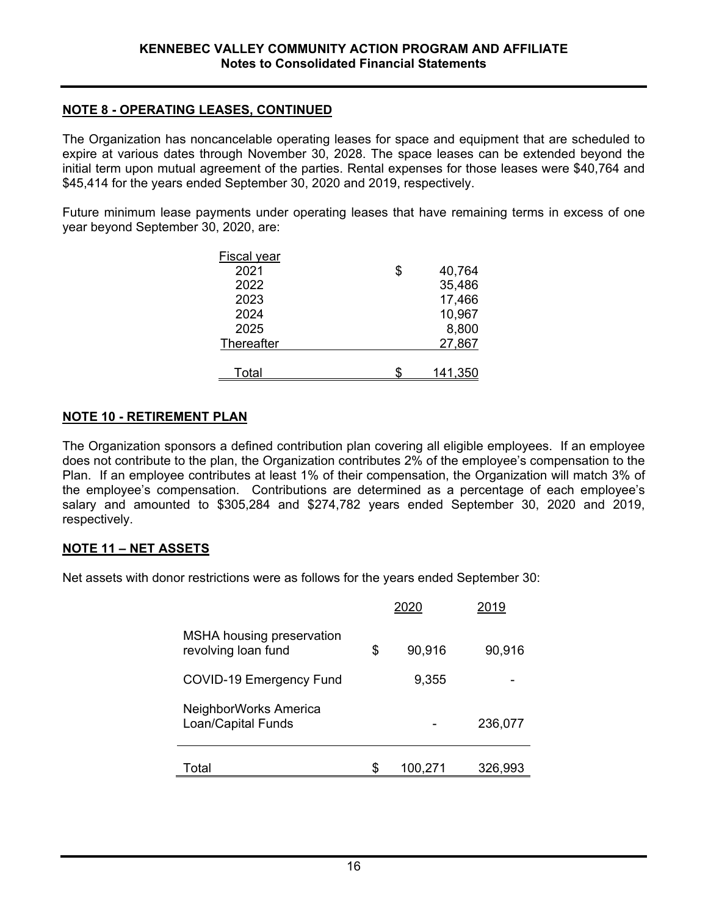## NOTE 8 - OPERATING LEASES, CONTINUED

The Organization has noncancelable operating leases for space and equipment that are scheduled to expire at various dates through November 30, 2028. The space leases can be extended beyond the initial term upon mutual agreement of the parties. Rental expenses for those leases were $40,764 and $45,414 for the years ended September 30, 2020 and 2019, respectively.

Future minimum lease payments under operating leases that have remaining terms in excess of one year beyond September 30, 2020, are:

| Fiscal year | |
|---|---|
| 2021 | $ 40,764 |
| 2022 | 35,486 |
| 2023 | 17,466 |
| 2024 | 10,967 |
| 2025 | 8,800 |
| Thereafter | 27,867 |
| Total | $ 141,350 |

## NOTE 10 - RETIREMENT PLAN

The Organization sponsors a defined contribution plan covering all eligible employees. If an employee does not contribute to the plan, the Organization contributes 2% of the employee's compensation to the Plan. If an employee contributes at least 1% of their compensation, the Organization will match 3% of the employee's compensation. Contributions are determined as a percentage of each employee's salary and amounted to $305,284 and $274,782 years ended September 30, 2020 and 2019, respectively.

## NOTE 11 – NET ASSETS

Net assets with donor restrictions were as follows for the years ended September 30:

| | 2020 | 2019 |
|---|---|---|
| MSHA housing preservation revolving loan fund | $ 90,916 | 90,916 |
| COVID-19 Emergency Fund | 9,355 | - |
| NeighborWorks America Loan/Capital Funds | - | 236,077 |
| Total | $ 100,271 | 326,993 |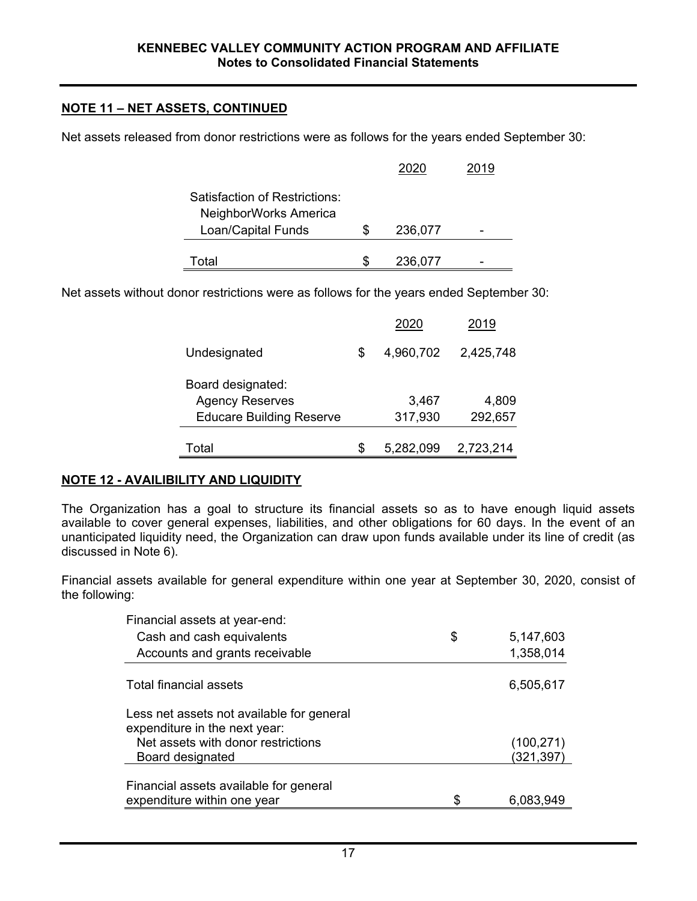## NOTE 11 – NET ASSETS, CONTINUED

Net assets released from donor restrictions were as follows for the years ended September 30:

| | | 2020 | 2019 |
|---|---|---|---|
| Satisfaction of Restrictions: | | | |
| NeighborWorks America Loan/Capital Funds | $ | 236,077 | - |
| Total | $ | 236,077 | - |

Net assets without donor restrictions were as follows for the years ended September 30:

| | | 2020 | 2019 |
|---|---|---|---|
| Undesignated | $ | 4,960,702 | 2,425,748 |
| Board designated: | | | |
| Agency Reserves | | 3,467 | 4,809 |
| Educare Building Reserve | | 317,930 | 292,657 |
| Total | $ | 5,282,099 | 2,723,214 |

## NOTE 12 - AVAILIBILITY AND LIQUIDITY

The Organization has a goal to structure its financial assets so as to have enough liquid assets available to cover general expenses, liabilities, and other obligations for 60 days. In the event of an unanticipated liquidity need, the Organization can draw upon funds available under its line of credit (as discussed in Note 6).

Financial assets available for general expenditure within one year at September 30, 2020, consist of the following:

| | | |
|---|---|---|
| Financial assets at year-end: | | |
| Cash and cash equivalents | $ | 5,147,603 |
| Accounts and grants receivable | | 1,358,014 |
| Total financial assets | | 6,505,617 |
| Less net assets not available for general expenditure in the next year: | | |
| Net assets with donor restrictions | | (100,271) |
| Board designated | | (321,397) |
| Financial assets available for general expenditure within one year | $ | 6,083,949 |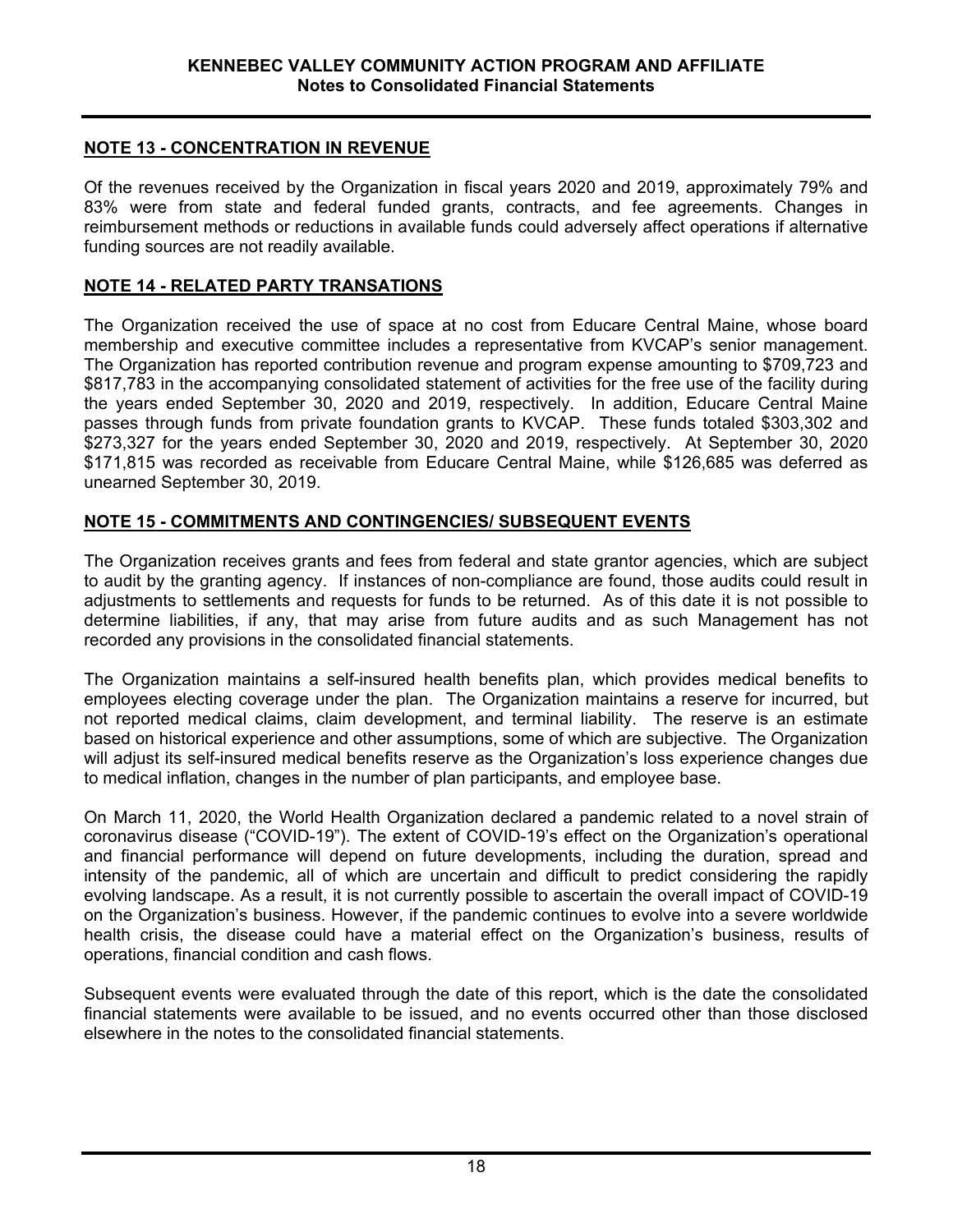## NOTE 13 - CONCENTRATION IN REVENUE

Of the revenues received by the Organization in fiscal years 2020 and 2019, approximately 79% and 83% were from state and federal funded grants, contracts, and fee agreements. Changes in reimbursement methods or reductions in available funds could adversely affect operations if alternative funding sources are not readily available.

## NOTE 14 - RELATED PARTY TRANSATIONS

The Organization received the use of space at no cost from Educare Central Maine, whose board membership and executive committee includes a representative from KVCAP's senior management. The Organization has reported contribution revenue and program expense amounting to $709,723 and $817,783 in the accompanying consolidated statement of activities for the free use of the facility during the years ended September 30, 2020 and 2019, respectively. In addition, Educare Central Maine passes through funds from private foundation grants to KVCAP. These funds totaled $303,302 and $273,327 for the years ended September 30, 2020 and 2019, respectively. At September 30, 2020 $171,815 was recorded as receivable from Educare Central Maine, while $126,685 was deferred as unearned September 30, 2019.

## NOTE 15 - COMMITMENTS AND CONTINGENCIES/ SUBSEQUENT EVENTS

The Organization receives grants and fees from federal and state grantor agencies, which are subject to audit by the granting agency. If instances of non-compliance are found, those audits could result in adjustments to settlements and requests for funds to be returned. As of this date it is not possible to determine liabilities, if any, that may arise from future audits and as such Management has not recorded any provisions in the consolidated financial statements.

The Organization maintains a self-insured health benefits plan, which provides medical benefits to employees electing coverage under the plan. The Organization maintains a reserve for incurred, but not reported medical claims, claim development, and terminal liability. The reserve is an estimate based on historical experience and other assumptions, some of which are subjective. The Organization will adjust its self-insured medical benefits reserve as the Organization's loss experience changes due to medical inflation, changes in the number of plan participants, and employee base.

On March 11, 2020, the World Health Organization declared a pandemic related to a novel strain of coronavirus disease ("COVID-19"). The extent of COVID-19's effect on the Organization's operational and financial performance will depend on future developments, including the duration, spread and intensity of the pandemic, all of which are uncertain and difficult to predict considering the rapidly evolving landscape. As a result, it is not currently possible to ascertain the overall impact of COVID-19 on the Organization's business. However, if the pandemic continues to evolve into a severe worldwide health crisis, the disease could have a material effect on the Organization's business, results of operations, financial condition and cash flows.

Subsequent events were evaluated through the date of this report, which is the date the consolidated financial statements were available to be issued, and no events occurred other than those disclosed elsewhere in the notes to the consolidated financial statements.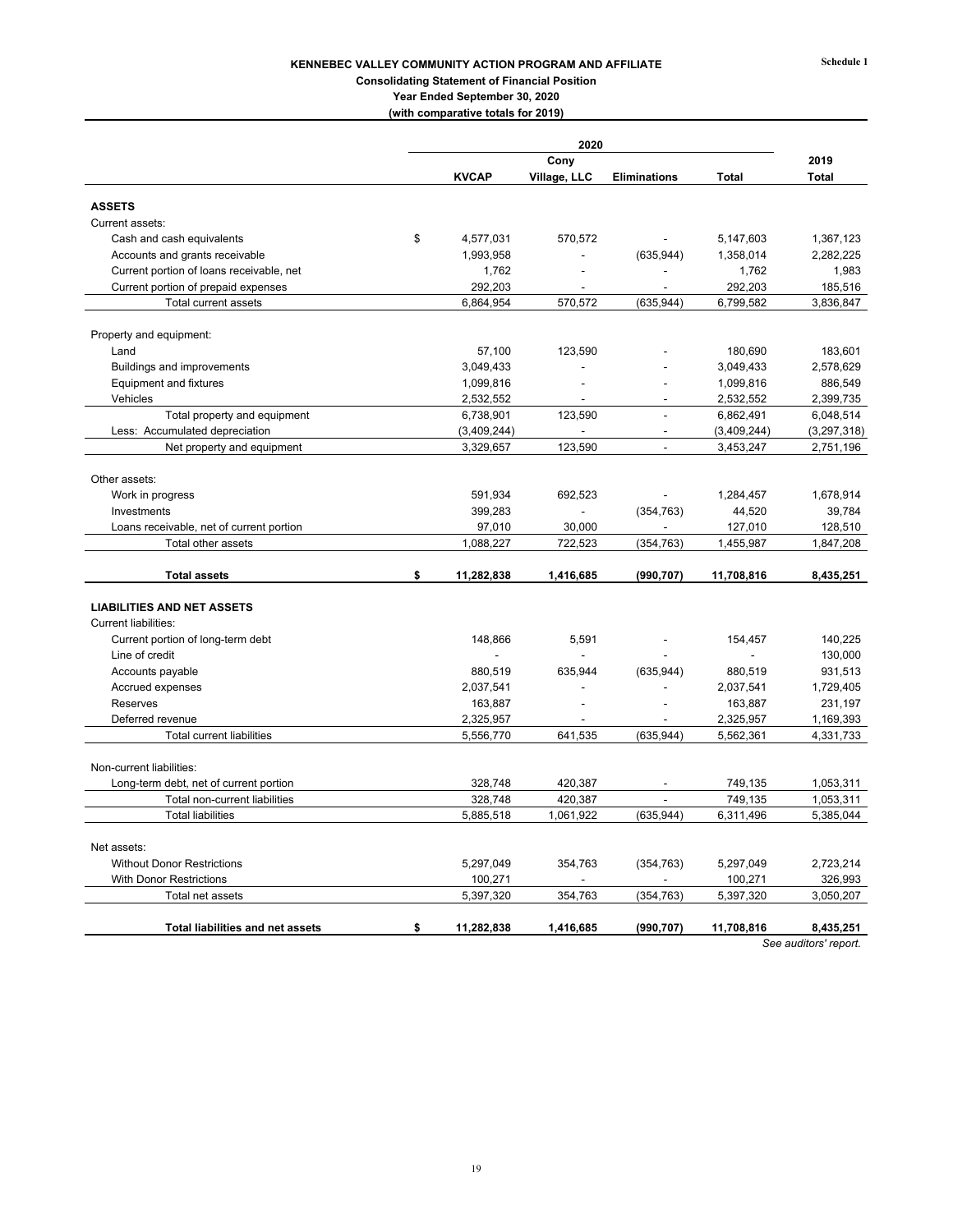Schedule 1

# KENNEBEC VALLEY COMMUNITY ACTION PROGRAM AND AFFILIATE

**Consolidating Statement of Financial Position**
**Year Ended September 30, 2020**
**(with comparative totals for 2019)**

| | 2020 | | | | 2019 |
|---|---|---|---|---|---|
| | KVCAP | Cony Village, LLC | Eliminations | Total | Total |
| **ASSETS** | | | | | |
| Current assets: | | | | | |
| Cash and cash equivalents | $ 4,577,031 | 570,572 | - | 5,147,603 | 1,367,123 |
| Accounts and grants receivable | 1,993,958 | - | (635,944) | 1,358,014 | 2,282,225 |
| Current portion of loans receivable, net | 1,762 | - | - | 1,762 | 1,983 |
| Current portion of prepaid expenses | 292,203 | - | - | 292,203 | 185,516 |
| Total current assets | 6,864,954 | 570,572 | (635,944) | 6,799,582 | 3,836,847 |
| Property and equipment: | | | | | |
| Land | 57,100 | 123,590 | - | 180,690 | 183,601 |
| Buildings and improvements | 3,049,433 | - | - | 3,049,433 | 2,578,629 |
| Equipment and fixtures | 1,099,816 | - | - | 1,099,816 | 886,549 |
| Vehicles | 2,532,552 | - | - | 2,532,552 | 2,399,735 |
| Total property and equipment | 6,738,901 | 123,590 | - | 6,862,491 | 6,048,514 |
| Less: Accumulated depreciation | (3,409,244) | - | - | (3,409,244) | (3,297,318) |
| Net property and equipment | 3,329,657 | 123,590 | - | 3,453,247 | 2,751,196 |
| Other assets: | | | | | |
| Work in progress | 591,934 | 692,523 | - | 1,284,457 | 1,678,914 |
| Investments | 399,283 | - | (354,763) | 44,520 | 39,784 |
| Loans receivable, net of current portion | 97,010 | 30,000 | - | 127,010 | 128,510 |
| Total other assets | 1,088,227 | 722,523 | (354,763) | 1,455,987 | 1,847,208 |
| **Total assets** | **$ 11,282,838** | **1,416,685** | **(990,707)** | **11,708,816** | **8,435,251** |
| **LIABILITIES AND NET ASSETS** | | | | | |
| Current liabilities: | | | | | |
| Current portion of long-term debt | 148,866 | 5,591 | - | 154,457 | 140,225 |
| Line of credit | - | - | - | - | 130,000 |
| Accounts payable | 880,519 | 635,944 | (635,944) | 880,519 | 931,513 |
| Accrued expenses | 2,037,541 | - | - | 2,037,541 | 1,729,405 |
| Reserves | 163,887 | - | - | 163,887 | 231,197 |
| Deferred revenue | 2,325,957 | - | - | 2,325,957 | 1,169,393 |
| Total current liabilities | 5,556,770 | 641,535 | (635,944) | 5,562,361 | 4,331,733 |
| Non-current liabilities: | | | | | |
| Long-term debt, net of current portion | 328,748 | 420,387 | - | 749,135 | 1,053,311 |
| Total non-current liabilities | 328,748 | 420,387 | - | 749,135 | 1,053,311 |
| Total liabilities | 5,885,518 | 1,061,922 | (635,944) | 6,311,496 | 5,385,044 |
| Net assets: | | | | | |
| Without Donor Restrictions | 5,297,049 | 354,763 | (354,763) | 5,297,049 | 2,723,214 |
| With Donor Restrictions | 100,271 | - | - | 100,271 | 326,993 |
| Total net assets | 5,397,320 | 354,763 | (354,763) | 5,397,320 | 3,050,207 |
| **Total liabilities and net assets** | **$ 11,282,838** | **1,416,685** | **(990,707)** | **11,708,816** | **8,435,251** |

*See auditors' report.*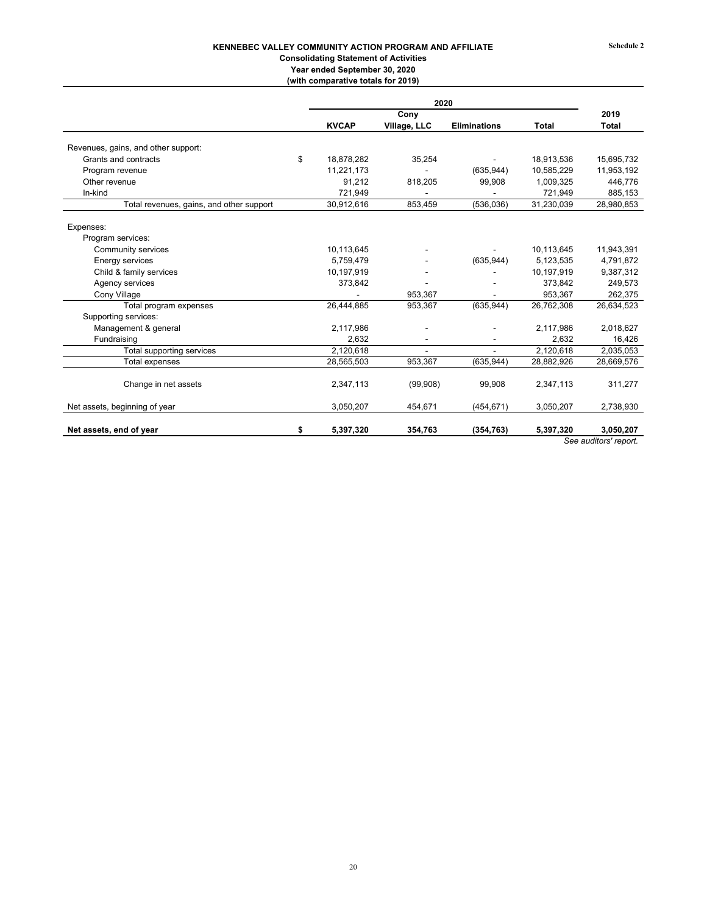Schedule 2

# KENNEBEC VALLEY COMMUNITY ACTION PROGRAM AND AFFILIATE

## Consolidating Statement of Activities

### Year ended September 30, 2020

### (with comparative totals for 2019)

| | 2020 | | | | 2019 |
|---|---|---|---|---|---|
| | KVCAP | Cony Village, LLC | Eliminations | Total | Total |
| Revenues, gains, and other support: | | | | | |
| Grants and contracts | $ 18,878,282 | 35,254 | - | 18,913,536 | 15,695,732 |
| Program revenue | 11,221,173 | - | (635,944) | 10,585,229 | 11,953,192 |
| Other revenue | 91,212 | 818,205 | 99,908 | 1,009,325 | 446,776 |
| In-kind | 721,949 | - | - | 721,949 | 885,153 |
| Total revenues, gains, and other support | 30,912,616 | 853,459 | (536,036) | 31,230,039 | 28,980,853 |
| Expenses: | | | | | |
| Program services: | | | | | |
| Community services | 10,113,645 | - | - | 10,113,645 | 11,943,391 |
| Energy services | 5,759,479 | - | (635,944) | 5,123,535 | 4,791,872 |
| Child & family services | 10,197,919 | - | - | 10,197,919 | 9,387,312 |
| Agency services | 373,842 | - | - | 373,842 | 249,573 |
| Cony Village | - | 953,367 | - | 953,367 | 262,375 |
| Total program expenses | 26,444,885 | 953,367 | (635,944) | 26,762,308 | 26,634,523 |
| Supporting services: | | | | | |
| Management & general | 2,117,986 | - | - | 2,117,986 | 2,018,627 |
| Fundraising | 2,632 | - | - | 2,632 | 16,426 |
| Total supporting services | 2,120,618 | - | - | 2,120,618 | 2,035,053 |
| Total expenses | 28,565,503 | 953,367 | (635,944) | 28,882,926 | 28,669,576 |
| Change in net assets | 2,347,113 | (99,908) | 99,908 | 2,347,113 | 311,277 |
| Net assets, beginning of year | 3,050,207 | 454,671 | (454,671) | 3,050,207 | 2,738,930 |
| **Net assets, end of year** | **$ 5,397,320** | **354,763** | **(354,763)** | **5,397,320** | **3,050,207** |

*See auditors' report.*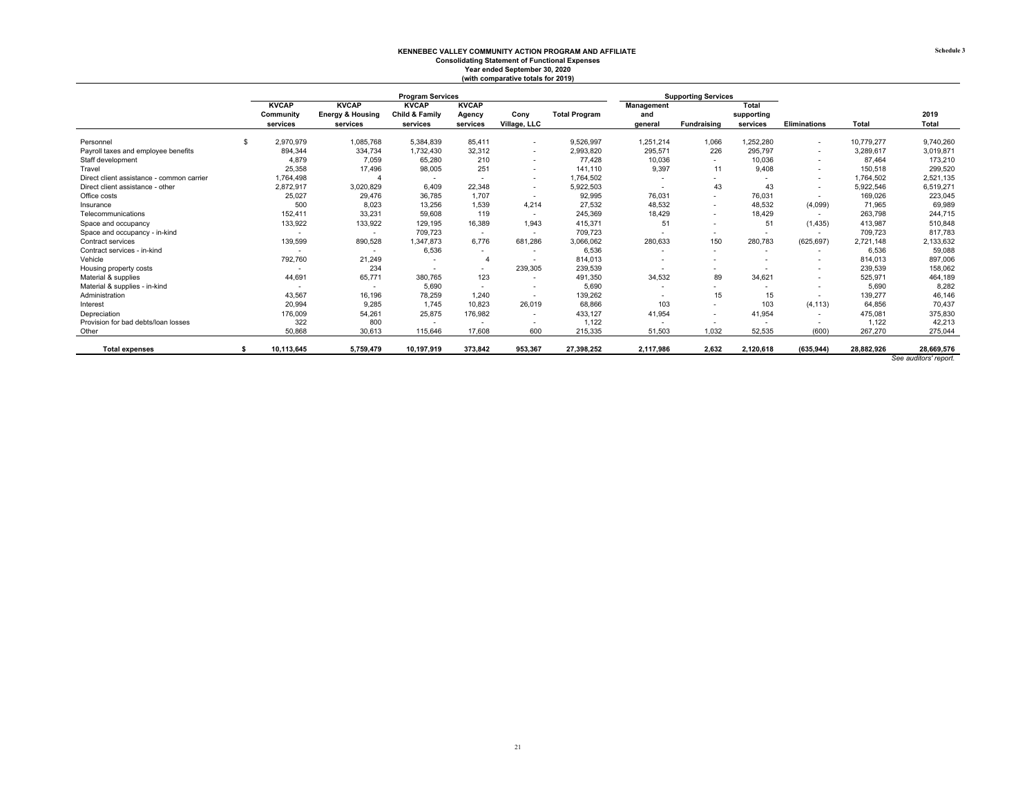**KENNEBEC VALLEY COMMUNITY ACTION PROGRAM AND AFFILIATE**
**Consolidating Statement of Functional Expenses**
**Year ended September 30, 2020**
**(with comparative totals for 2019)**

**Schedule 3**

| | Program Services | | | | | | Supporting Services | | | | | |
|---|---|---|---|---|---|---|---|---|---|---|---|---|
| | KVCAP Community services | KVCAP Energy & Housing services | KVCAP Child & Family services | KVCAP Agency services | Cony Village, LLC | Total Program | Management and general | Fundraising | Total supporting services | Eliminations | Total | 2019 Total |
| Personnel | $ 2,970,979 | 1,085,768 | 5,384,839 | 85,411 | - | 9,526,997 | 1,251,214 | 1,066 | 1,252,280 | - | 10,779,277 | 9,740,260 |
| Payroll taxes and employee benefits | 894,344 | 334,734 | 1,732,430 | 32,312 | - | 2,993,820 | 295,571 | 226 | 295,797 | - | 3,289,617 | 3,019,871 |
| Staff development | 4,879 | 7,059 | 65,280 | 210 | - | 77,428 | 10,036 | - | 10,036 | - | 87,464 | 173,210 |
| Travel | 25,358 | 17,496 | 98,005 | 251 | - | 141,110 | 9,397 | 11 | 9,408 | - | 150,518 | 299,520 |
| Direct client assistance - common carrier | 1,764,498 | 4 | - | - | - | 1,764,502 | - | - | - | - | 1,764,502 | 2,521,135 |
| Direct client assistance - other | 2,872,917 | 3,020,829 | 6,409 | 22,348 | - | 5,922,503 | - | 43 | 43 | - | 5,922,546 | 6,519,271 |
| Office costs | 25,027 | 29,476 | 36,785 | 1,707 | - | 92,995 | 76,031 | - | 76,031 | - | 169,026 | 223,045 |
| Insurance | 500 | 8,023 | 13,256 | 1,539 | 4,214 | 27,532 | 48,532 | - | 48,532 | (4,099) | 71,965 | 69,989 |
| Telecommunications | 152,411 | 33,231 | 59,608 | 119 | - | 245,369 | 18,429 | - | 18,429 | - | 263,798 | 244,715 |
| Space and occupancy | 133,922 | 133,922 | 129,195 | 16,389 | 1,943 | 415,371 | 51 | - | 51 | (1,435) | 413,987 | 510,848 |
| Space and occupancy - in-kind | - | - | 709,723 | - | - | 709,723 | - | - | - | - | 709,723 | 817,783 |
| Contract services | 139,599 | 890,528 | 1,347,873 | 6,776 | 681,286 | 3,066,062 | 280,633 | 150 | 280,783 | (625,697) | 2,721,148 | 2,133,632 |
| Contract services - in-kind | - | - | 6,536 | - | - | 6,536 | - | - | - | - | 6,536 | 59,088 |
| Vehicle | 792,760 | 21,249 | - | 4 | - | 814,013 | - | - | - | - | 814,013 | 897,006 |
| Housing property costs | - | 234 | - | - | 239,305 | 239,539 | - | - | - | - | 239,539 | 158,062 |
| Material & supplies | 44,691 | 65,771 | 380,765 | 123 | - | 491,350 | 34,532 | 89 | 34,621 | - | 525,971 | 464,189 |
| Material & supplies - in-kind | - | - | 5,690 | - | - | 5,690 | - | - | - | - | 5,690 | 8,282 |
| Administration | 43,567 | 16,196 | 78,259 | 1,240 | - | 139,262 | - | 15 | 15 | - | 139,277 | 46,146 |
| Interest | 20,994 | 9,285 | 1,745 | 10,823 | 26,019 | 68,866 | 103 | - | 103 | (4,113) | 64,856 | 70,437 |
| Depreciation | 176,009 | 54,261 | 25,875 | 176,982 | - | 433,127 | 41,954 | - | 41,954 | - | 475,081 | 375,830 |
| Provision for bad debts/loan losses | 322 | 800 | - | - | - | 1,122 | - | - | - | - | 1,122 | 42,213 |
| Other | 50,868 | 30,613 | 115,646 | 17,608 | 600 | 215,335 | 51,503 | 1,032 | 52,535 | (600) | 267,270 | 275,044 |
| **Total expenses** | **$ 10,113,645** | **5,759,479** | **10,197,919** | **373,842** | **953,367** | **27,398,252** | **2,117,986** | **2,632** | **2,120,618** | **(635,944)** | **28,882,926** | **28,669,576** |

*See auditors' report.*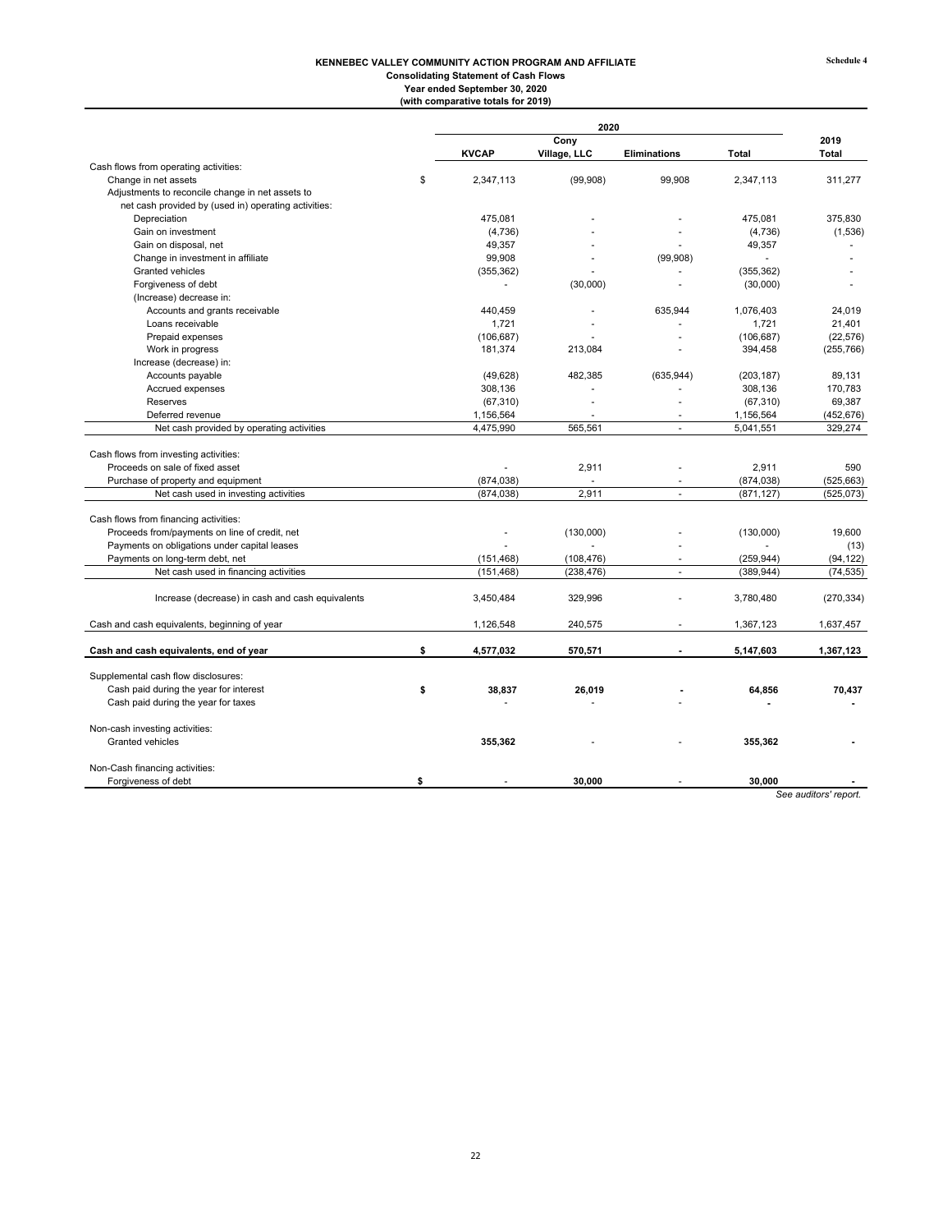**Schedule 4**

# KENNEBEC VALLEY COMMUNITY ACTION PROGRAM AND AFFILIATE

## Consolidating Statement of Cash Flows

**Year ended September 30, 2020**

**(with comparative totals for 2019)**

| | 2020 | | | | 2019 |
|---|---|---|---|---|---|
| | KVCAP | Cony Village, LLC | Eliminations | Total | Total |
| Cash flows from operating activities: | | | | | |
| Change in net assets | $ 2,347,113 | (99,908) | 99,908 | 2,347,113 | 311,277 |
| Adjustments to reconcile change in net assets to net cash provided by (used in) operating activities: | | | | | |
| Depreciation | 475,081 | - | - | 475,081 | 375,830 |
| Gain on investment | (4,736) | - | - | (4,736) | (1,536) |
| Gain on disposal, net | 49,357 | - | - | 49,357 | - |
| Change in investment in affiliate | 99,908 | - | (99,908) | - | - |
| Granted vehicles | (355,362) | - | - | (355,362) | - |
| Forgiveness of debt | - | (30,000) | - | (30,000) | - |
| (Increase) decrease in: | | | | | |
| Accounts and grants receivable | 440,459 | - | 635,944 | 1,076,403 | 24,019 |
| Loans receivable | 1,721 | - | - | 1,721 | 21,401 |
| Prepaid expenses | (106,687) | - | - | (106,687) | (22,576) |
| Work in progress | 181,374 | 213,084 | - | 394,458 | (255,766) |
| Increase (decrease) in: | | | | | |
| Accounts payable | (49,628) | 482,385 | (635,944) | (203,187) | 89,131 |
| Accrued expenses | 308,136 | - | - | 308,136 | 170,783 |
| Reserves | (67,310) | - | - | (67,310) | 69,387 |
| Deferred revenue | 1,156,564 | - | - | 1,156,564 | (452,676) |
| Net cash provided by operating activities | 4,475,990 | 565,561 | - | 5,041,551 | 329,274 |
| Cash flows from investing activities: | | | | | |
| Proceeds on sale of fixed asset | - | 2,911 | - | 2,911 | 590 |
| Purchase of property and equipment | (874,038) | - | - | (874,038) | (525,663) |
| Net cash used in investing activities | (874,038) | 2,911 | - | (871,127) | (525,073) |
| Cash flows from financing activities: | | | | | |
| Proceeds from/payments on line of credit, net | - | (130,000) | - | (130,000) | 19,600 |
| Payments on obligations under capital leases | - | - | - | - | (13) |
| Payments on long-term debt, net | (151,468) | (108,476) | - | (259,944) | (94,122) |
| Net cash used in financing activities | (151,468) | (238,476) | - | (389,944) | (74,535) |
| Increase (decrease) in cash and cash equivalents | 3,450,484 | 329,996 | - | 3,780,480 | (270,334) |
| Cash and cash equivalents, beginning of year | 1,126,548 | 240,575 | - | 1,367,123 | 1,637,457 |
| **Cash and cash equivalents, end of year** | **$ 4,577,032** | **570,571** | **-** | **5,147,603** | **1,367,123** |
| Supplemental cash flow disclosures: | | | | | |
| Cash paid during the year for interest | **$ 38,837** | **26,019** | **-** | **64,856** | **70,437** |
| Cash paid during the year for taxes | - | - | - | **-** | **-** |
| Non-cash investing activities: | | | | | |
| Granted vehicles | **355,362** | - | - | **355,362** | **-** |
| Non-Cash financing activities: | | | | | |
| Forgiveness of debt | $ - | **30,000** | - | **30,000** | **-** |

*See auditors' report.*